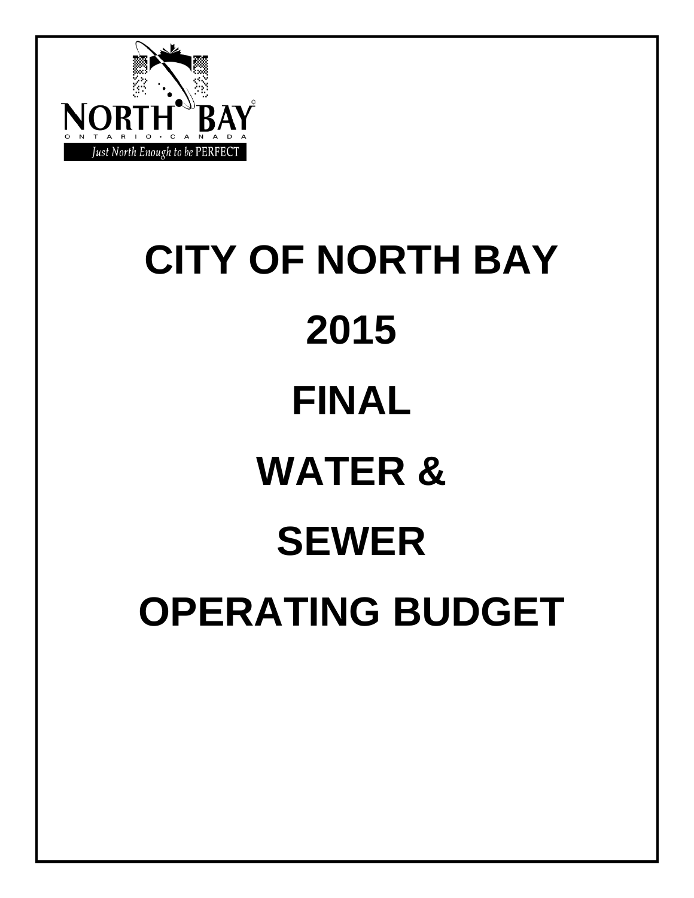NORTH BAY

ONTARIO • CANADA

Just North Enough to be PERFECT

# CITY OF NORTH BAY

# 2015

# FINAL

# WATER &

# SEWER

# OPERATING BUDGET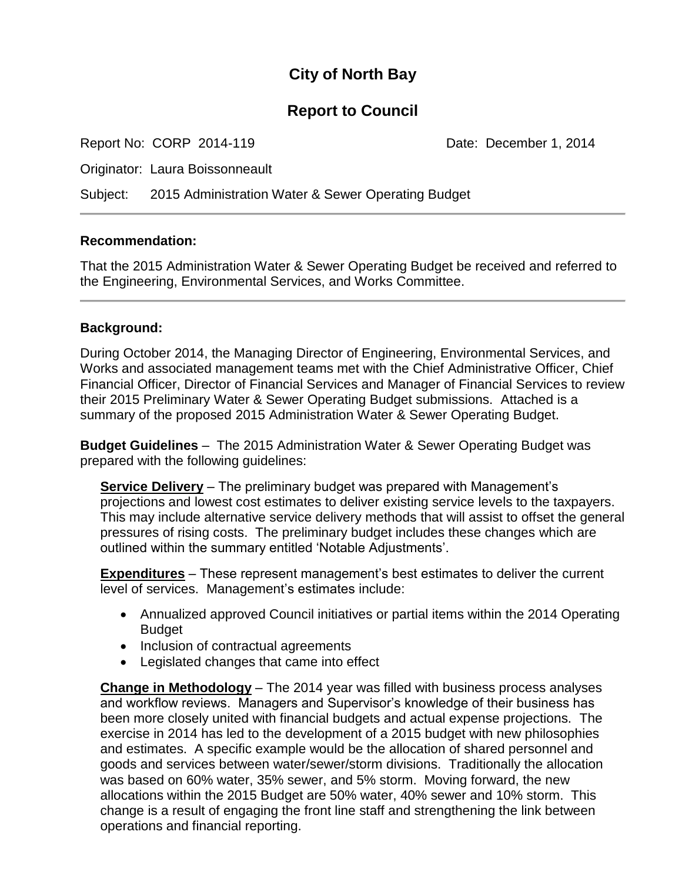# City of North Bay

## Report to Council

Report No: CORP 2014-119 Date: December 1, 2014

Originator: Laura Boissonneault

Subject: 2015 Administration Water & Sewer Operating Budget

---

**Recommendation:**

That the 2015 Administration Water & Sewer Operating Budget be received and referred to the Engineering, Environmental Services, and Works Committee.

---

**Background:**

During October 2014, the Managing Director of Engineering, Environmental Services, and Works and associated management teams met with the Chief Administrative Officer, Chief Financial Officer, Director of Financial Services and Manager of Financial Services to review their 2015 Preliminary Water & Sewer Operating Budget submissions. Attached is a summary of the proposed 2015 Administration Water & Sewer Operating Budget.

**Budget Guidelines** – The 2015 Administration Water & Sewer Operating Budget was prepared with the following guidelines:

**Service Delivery** – The preliminary budget was prepared with Management's projections and lowest cost estimates to deliver existing service levels to the taxpayers. This may include alternative service delivery methods that will assist to offset the general pressures of rising costs. The preliminary budget includes these changes which are outlined within the summary entitled 'Notable Adjustments'.

**Expenditures** – These represent management's best estimates to deliver the current level of services. Management's estimates include:

- Annualized approved Council initiatives or partial items within the 2014 Operating Budget
- Inclusion of contractual agreements
- Legislated changes that came into effect

**Change in Methodology** – The 2014 year was filled with business process analyses and workflow reviews. Managers and Supervisor's knowledge of their business has been more closely united with financial budgets and actual expense projections. The exercise in 2014 has led to the development of a 2015 budget with new philosophies and estimates. A specific example would be the allocation of shared personnel and goods and services between water/sewer/storm divisions. Traditionally the allocation was based on 60% water, 35% sewer, and 5% storm. Moving forward, the new allocations within the 2015 Budget are 50% water, 40% sewer and 10% storm. This change is a result of engaging the front line staff and strengthening the link between operations and financial reporting.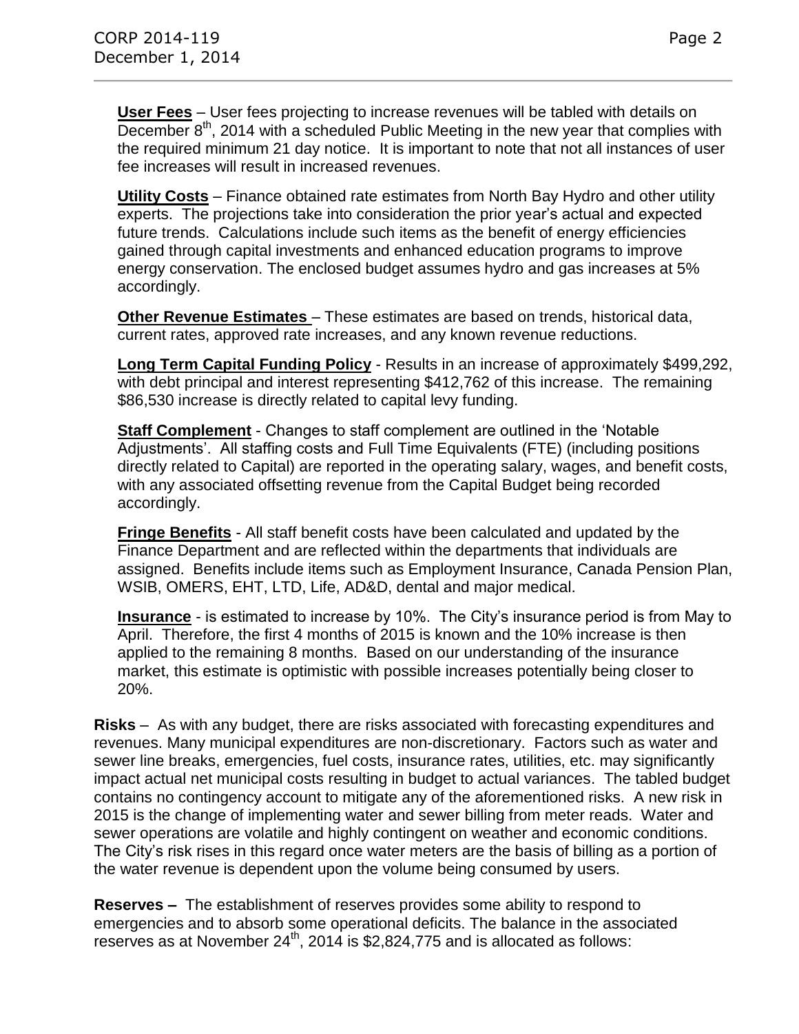**User Fees** – User fees projecting to increase revenues will be tabled with details on December 8th, 2014 with a scheduled Public Meeting in the new year that complies with the required minimum 21 day notice. It is important to note that not all instances of user fee increases will result in increased revenues.

**Utility Costs** – Finance obtained rate estimates from North Bay Hydro and other utility experts. The projections take into consideration the prior year's actual and expected future trends. Calculations include such items as the benefit of energy efficiencies gained through capital investments and enhanced education programs to improve energy conservation. The enclosed budget assumes hydro and gas increases at 5% accordingly.

**Other Revenue Estimates** – These estimates are based on trends, historical data, current rates, approved rate increases, and any known revenue reductions.

**Long Term Capital Funding Policy** - Results in an increase of approximately $499,292, with debt principal and interest representing $412,762 of this increase. The remaining $86,530 increase is directly related to capital levy funding.

**Staff Complement** - Changes to staff complement are outlined in the 'Notable Adjustments'. All staffing costs and Full Time Equivalents (FTE) (including positions directly related to Capital) are reported in the operating salary, wages, and benefit costs, with any associated offsetting revenue from the Capital Budget being recorded accordingly.

**Fringe Benefits** - All staff benefit costs have been calculated and updated by the Finance Department and are reflected within the departments that individuals are assigned. Benefits include items such as Employment Insurance, Canada Pension Plan, WSIB, OMERS, EHT, LTD, Life, AD&D, dental and major medical.

**Insurance** - is estimated to increase by 10%. The City's insurance period is from May to April. Therefore, the first 4 months of 2015 is known and the 10% increase is then applied to the remaining 8 months. Based on our understanding of the insurance market, this estimate is optimistic with possible increases potentially being closer to 20%.

**Risks** – As with any budget, there are risks associated with forecasting expenditures and revenues. Many municipal expenditures are non-discretionary. Factors such as water and sewer line breaks, emergencies, fuel costs, insurance rates, utilities, etc. may significantly impact actual net municipal costs resulting in budget to actual variances. The tabled budget contains no contingency account to mitigate any of the aforementioned risks. A new risk in 2015 is the change of implementing water and sewer billing from meter reads. Water and sewer operations are volatile and highly contingent on weather and economic conditions. The City's risk rises in this regard once water meters are the basis of billing as a portion of the water revenue is dependent upon the volume being consumed by users.

**Reserves –** The establishment of reserves provides some ability to respond to emergencies and to absorb some operational deficits. The balance in the associated reserves as at November 24th, 2014 is $2,824,775 and is allocated as follows: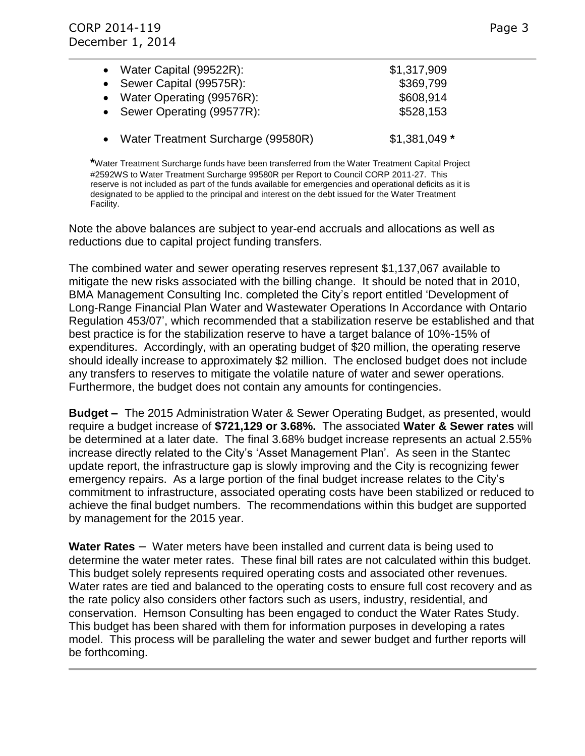- Water Capital (99522R): $1,317,909
- Sewer Capital (99575R): $369,799
- Water Operating (99576R): $608,914
- Sewer Operating (99577R): $528,153

- Water Treatment Surcharge (99580R) $1,381,049 *

*Water Treatment Surcharge funds have been transferred from the Water Treatment Capital Project #2592WS to Water Treatment Surcharge 99580R per Report to Council CORP 2011-27. This reserve is not included as part of the funds available for emergencies and operational deficits as it is designated to be applied to the principal and interest on the debt issued for the Water Treatment Facility.

Note the above balances are subject to year-end accruals and allocations as well as reductions due to capital project funding transfers.

The combined water and sewer operating reserves represent $1,137,067 available to mitigate the new risks associated with the billing change. It should be noted that in 2010, BMA Management Consulting Inc. completed the City's report entitled 'Development of Long-Range Financial Plan Water and Wastewater Operations In Accordance with Ontario Regulation 453/07', which recommended that a stabilization reserve be established and that best practice is for the stabilization reserve to have a target balance of 10%-15% of expenditures. Accordingly, with an operating budget of $20 million, the operating reserve should ideally increase to approximately $2 million. The enclosed budget does not include any transfers to reserves to mitigate the volatile nature of water and sewer operations. Furthermore, the budget does not contain any amounts for contingencies.

**Budget –** The 2015 Administration Water & Sewer Operating Budget, as presented, would require a budget increase of **$721,129 or 3.68%.** The associated **Water & Sewer rates** will be determined at a later date. The final 3.68% budget increase represents an actual 2.55% increase directly related to the City's 'Asset Management Plan'. As seen in the Stantec update report, the infrastructure gap is slowly improving and the City is recognizing fewer emergency repairs. As a large portion of the final budget increase relates to the City's commitment to infrastructure, associated operating costs have been stabilized or reduced to achieve the final budget numbers. The recommendations within this budget are supported by management for the 2015 year.

**Water Rates** – Water meters have been installed and current data is being used to determine the water meter rates. These final bill rates are not calculated within this budget. This budget solely represents required operating costs and associated other revenues. Water rates are tied and balanced to the operating costs to ensure full cost recovery and as the rate policy also considers other factors such as users, industry, residential, and conservation. Hemson Consulting has been engaged to conduct the Water Rates Study. This budget has been shared with them for information purposes in developing a rates model. This process will be paralleling the water and sewer budget and further reports will be forthcoming.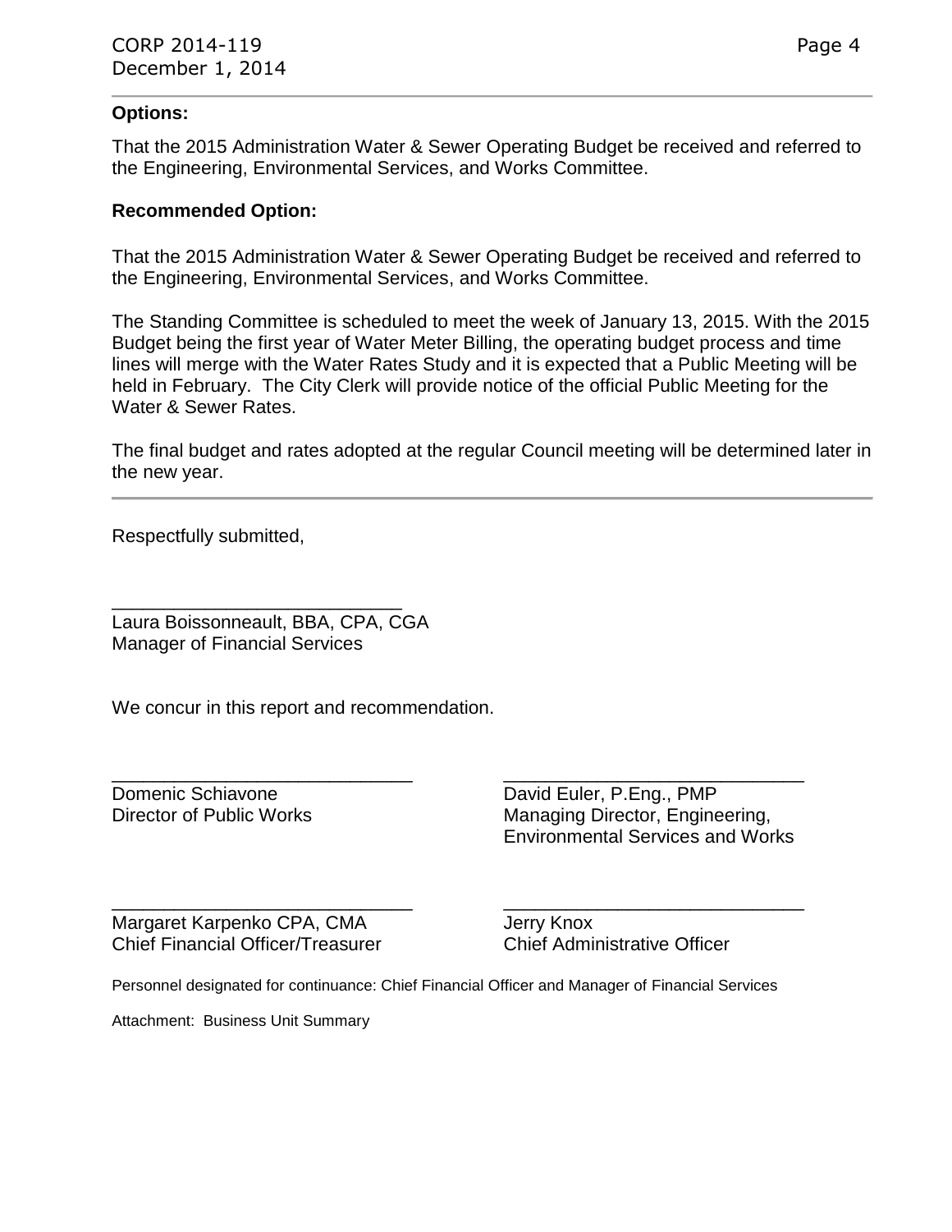**Options:**

That the 2015 Administration Water & Sewer Operating Budget be received and referred to the Engineering, Environmental Services, and Works Committee.

**Recommended Option:**

That the 2015 Administration Water & Sewer Operating Budget be received and referred to the Engineering, Environmental Services, and Works Committee.

The Standing Committee is scheduled to meet the week of January 13, 2015. With the 2015 Budget being the first year of Water Meter Billing, the operating budget process and time lines will merge with the Water Rates Study and it is expected that a Public Meeting will be held in February. The City Clerk will provide notice of the official Public Meeting for the Water & Sewer Rates.

The final budget and rates adopted at the regular Council meeting will be determined later in the new year.

---

Respectfully submitted,

\_\_\_\_\_\_\_\_\_\_\_\_\_\_\_\_\_\_\_\_\_\_\_\_\_\_\_\_
Laura Boissonneault, BBA, CPA, CGA
Manager of Financial Services

We concur in this report and recommendation.

\_\_\_\_\_\_\_\_\_\_\_\_\_\_\_\_\_\_\_\_\_\_\_\_\_\_\_\_
Domenic Schiavone
Director of Public Works

\_\_\_\_\_\_\_\_\_\_\_\_\_\_\_\_\_\_\_\_\_\_\_\_\_\_\_\_
David Euler, P.Eng., PMP
Managing Director, Engineering, Environmental Services and Works

\_\_\_\_\_\_\_\_\_\_\_\_\_\_\_\_\_\_\_\_\_\_\_\_\_\_\_\_
Margaret Karpenko CPA, CMA
Chief Financial Officer/Treasurer

\_\_\_\_\_\_\_\_\_\_\_\_\_\_\_\_\_\_\_\_\_\_\_\_\_\_\_\_
Jerry Knox
Chief Administrative Officer

Personnel designated for continuance: Chief Financial Officer and Manager of Financial Services

Attachment: Business Unit Summary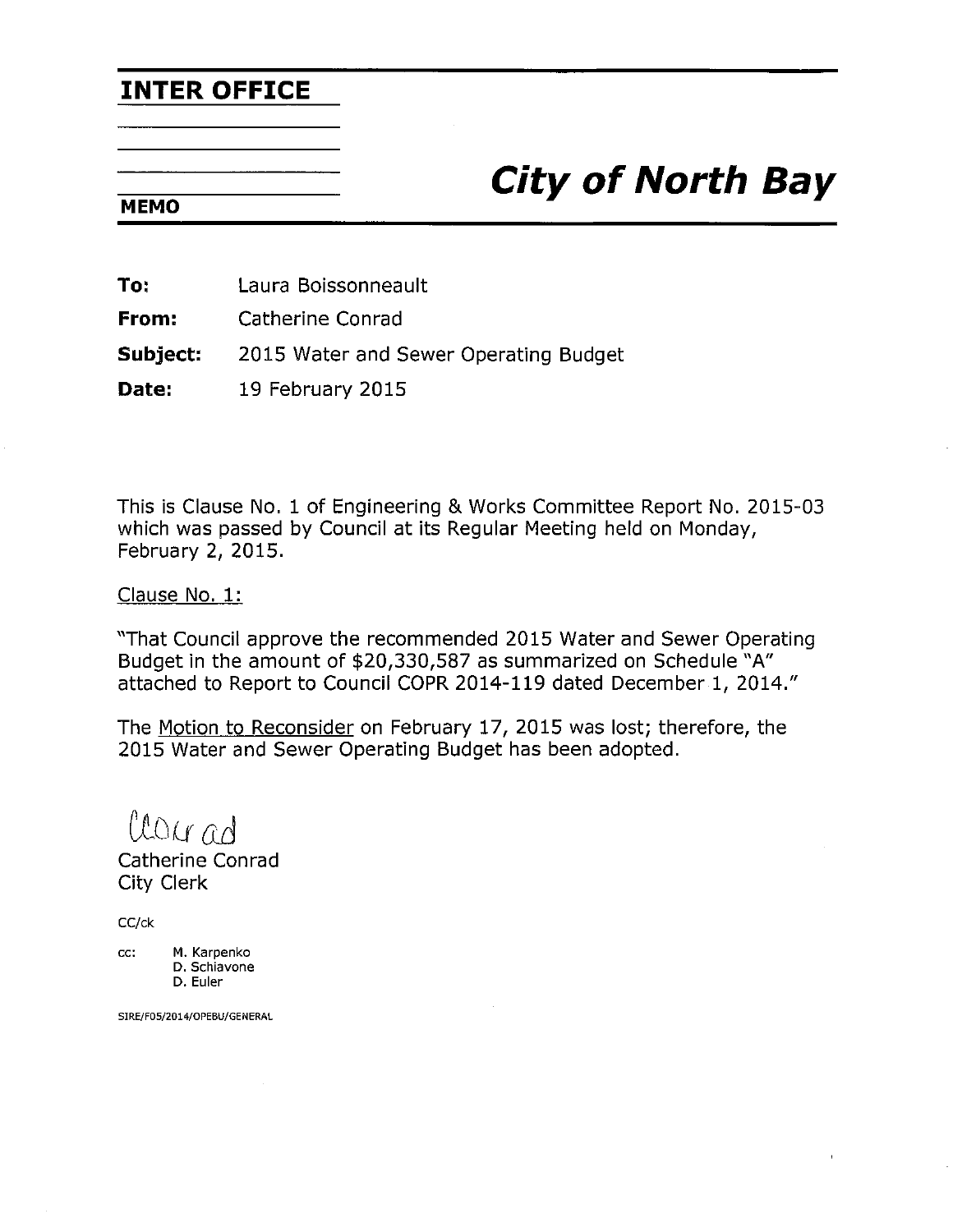**INTER OFFICE**

**MEMO**

# *City of North Bay*

**To:** Laura Boissonneault

**From:** Catherine Conrad

**Subject:** 2015 Water and Sewer Operating Budget

**Date:** 19 February 2015

This is Clause No. 1 of Engineering & Works Committee Report No. 2015-03 which was passed by Council at its Regular Meeting held on Monday, February 2, 2015.

Clause No. 1:

"That Council approve the recommended 2015 Water and Sewer Operating Budget in the amount of $20,330,587 as summarized on Schedule "A" attached to Report to Council COPR 2014-119 dated December 1, 2014."

The Motion to Reconsider on February 17, 2015 was lost; therefore, the 2015 Water and Sewer Operating Budget has been adopted.

CConrad

Catherine Conrad
City Clerk

CC/ck

cc: M. Karpenko
D. Schiavone
D. Euler

SIRE/F05/2014/OPEBU/GENERAL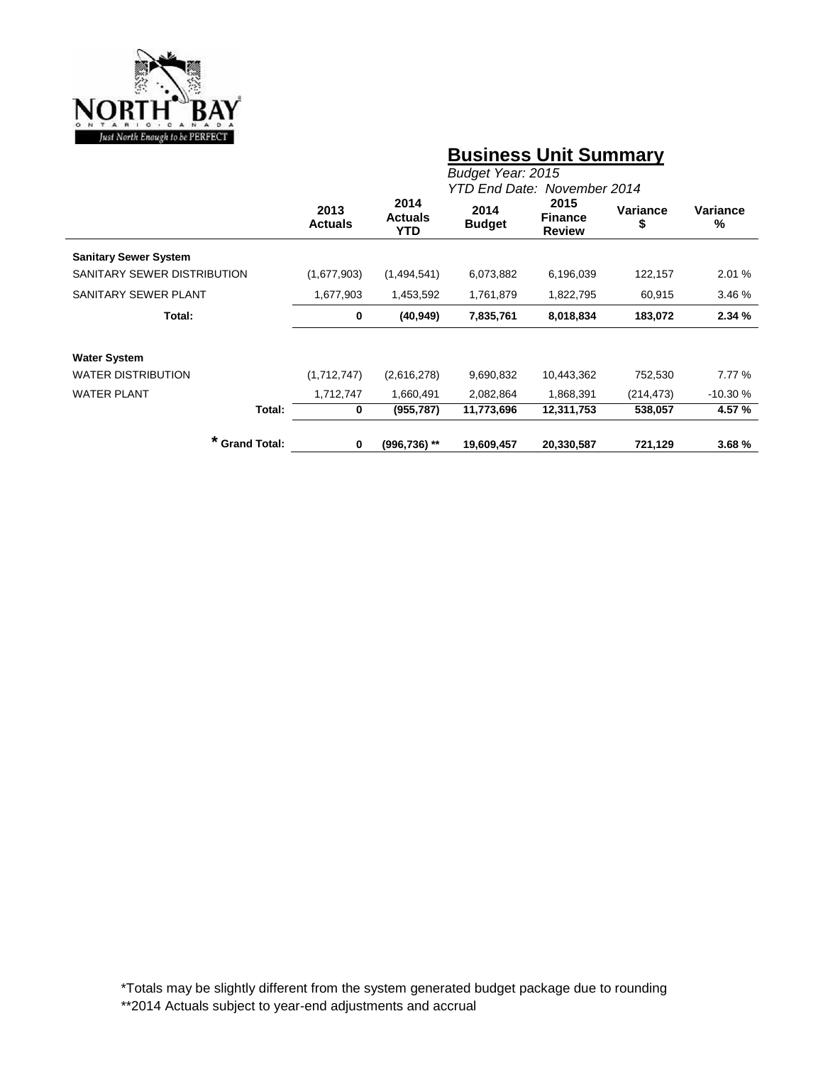## Business Unit Summary

*Budget Year: 2015*
*YTD End Date: November 2014*

| | 2013 Actuals | 2014 Actuals YTD | 2014 Budget | 2015 Finance Review | Variance $ | Variance % |
|---|---|---|---|---|---|---|
| **Sanitary Sewer System** | | | | | | |
| SANITARY SEWER DISTRIBUTION | (1,677,903) | (1,494,541) | 6,073,882 | 6,196,039 | 122,157 | 2.01 % |
| SANITARY SEWER PLANT | 1,677,903 | 1,453,592 | 1,761,879 | 1,822,795 | 60,915 | 3.46 % |
| **Total:** | **0** | **(40,949)** | **7,835,761** | **8,018,834** | **183,072** | **2.34 %** |
| **Water System** | | | | | | |
| WATER DISTRIBUTION | (1,712,747) | (2,616,278) | 9,690,832 | 10,443,362 | 752,530 | 7.77 % |
| WATER PLANT | 1,712,747 | 1,660,491 | 2,082,864 | 1,868,391 | (214,473) | -10.30 % |
| **Total:** | **0** | **(955,787)** | **11,773,696** | **12,311,753** | **538,057** | **4.57 %** |
| **\* Grand Total:** | **0** | **(996,736) \*\*** | **19,609,457** | **20,330,587** | **721,129** | **3.68 %** |

*Totals may be slightly different from the system generated budget package due to rounding

**2014 Actuals subject to year-end adjustments and accrual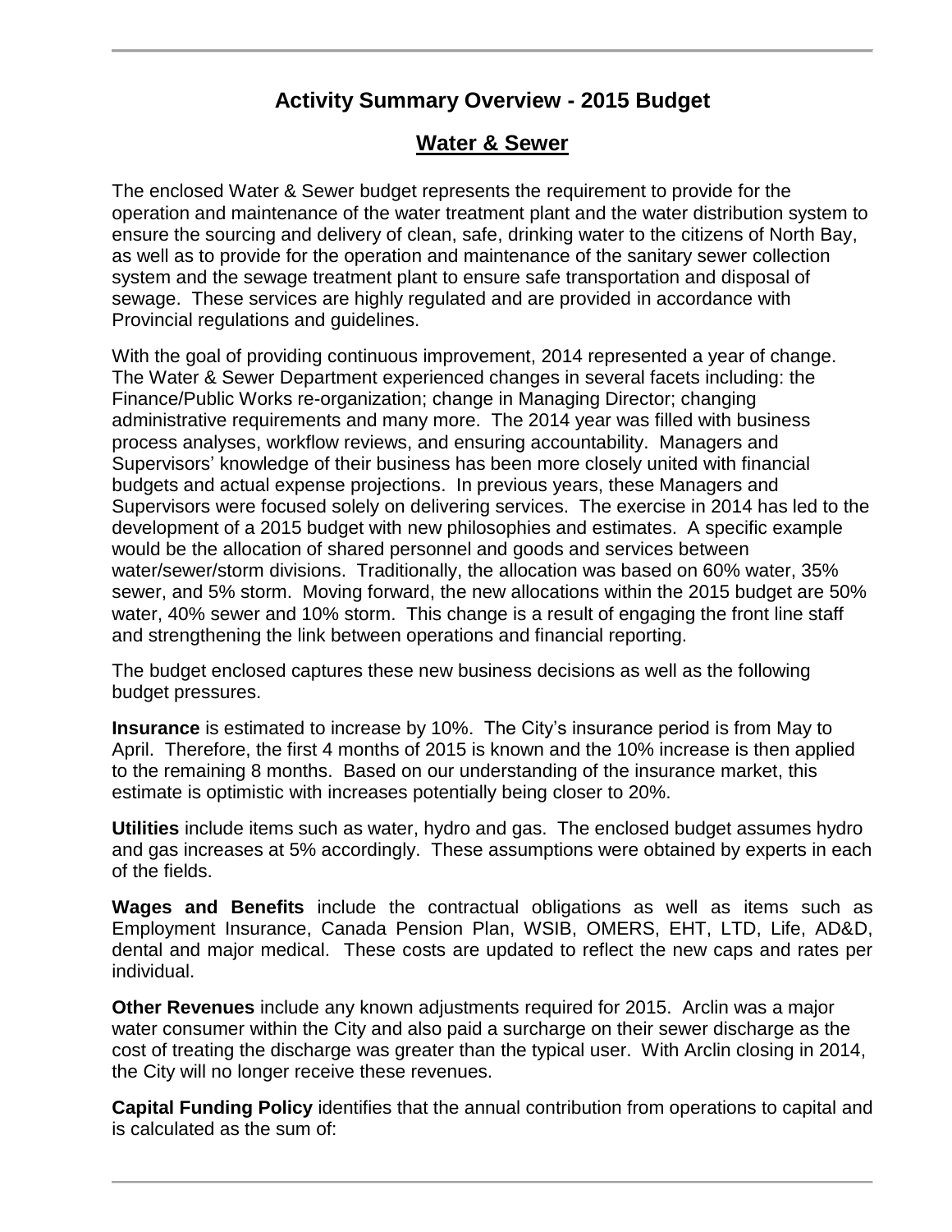## Activity Summary Overview - 2015 Budget

## Water & Sewer

The enclosed Water & Sewer budget represents the requirement to provide for the operation and maintenance of the water treatment plant and the water distribution system to ensure the sourcing and delivery of clean, safe, drinking water to the citizens of North Bay, as well as to provide for the operation and maintenance of the sanitary sewer collection system and the sewage treatment plant to ensure safe transportation and disposal of sewage. These services are highly regulated and are provided in accordance with Provincial regulations and guidelines.

With the goal of providing continuous improvement, 2014 represented a year of change. The Water & Sewer Department experienced changes in several facets including: the Finance/Public Works re-organization; change in Managing Director; changing administrative requirements and many more. The 2014 year was filled with business process analyses, workflow reviews, and ensuring accountability. Managers and Supervisors' knowledge of their business has been more closely united with financial budgets and actual expense projections. In previous years, these Managers and Supervisors were focused solely on delivering services. The exercise in 2014 has led to the development of a 2015 budget with new philosophies and estimates. A specific example would be the allocation of shared personnel and goods and services between water/sewer/storm divisions. Traditionally, the allocation was based on 60% water, 35% sewer, and 5% storm. Moving forward, the new allocations within the 2015 budget are 50% water, 40% sewer and 10% storm. This change is a result of engaging the front line staff and strengthening the link between operations and financial reporting.

The budget enclosed captures these new business decisions as well as the following budget pressures.

**Insurance** is estimated to increase by 10%. The City's insurance period is from May to April. Therefore, the first 4 months of 2015 is known and the 10% increase is then applied to the remaining 8 months. Based on our understanding of the insurance market, this estimate is optimistic with increases potentially being closer to 20%.

**Utilities** include items such as water, hydro and gas. The enclosed budget assumes hydro and gas increases at 5% accordingly. These assumptions were obtained by experts in each of the fields.

**Wages and Benefits** include the contractual obligations as well as items such as Employment Insurance, Canada Pension Plan, WSIB, OMERS, EHT, LTD, Life, AD&D, dental and major medical. These costs are updated to reflect the new caps and rates per individual.

**Other Revenues** include any known adjustments required for 2015. Arclin was a major water consumer within the City and also paid a surcharge on their sewer discharge as the cost of treating the discharge was greater than the typical user. With Arclin closing in 2014, the City will no longer receive these revenues.

**Capital Funding Policy** identifies that the annual contribution from operations to capital and is calculated as the sum of: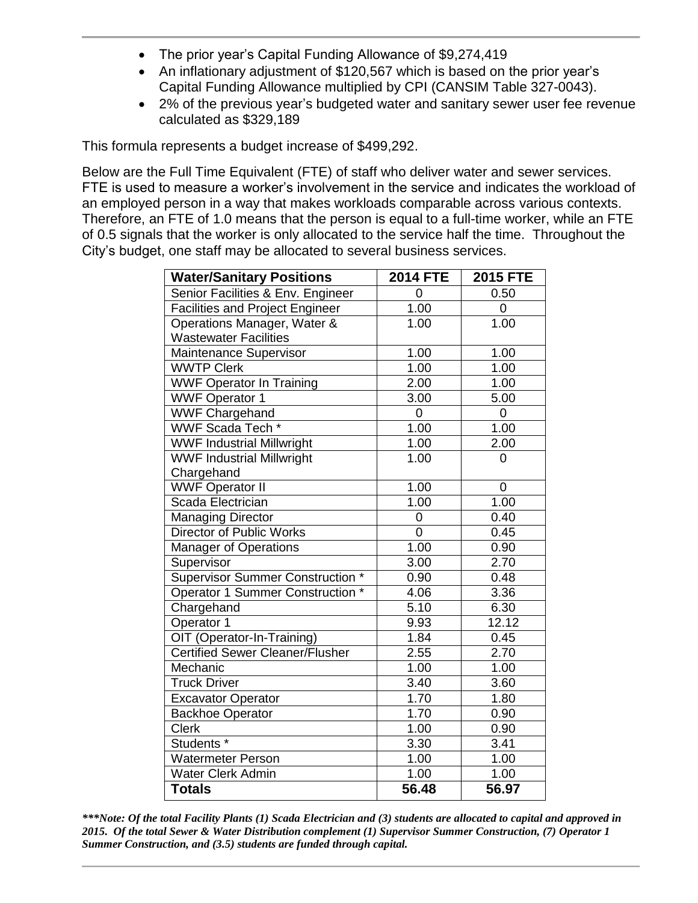- The prior year's Capital Funding Allowance of $9,274,419
- An inflationary adjustment of $120,567 which is based on the prior year's Capital Funding Allowance multiplied by CPI (CANSIM Table 327-0043).
- 2% of the previous year's budgeted water and sanitary sewer user fee revenue calculated as $329,189

This formula represents a budget increase of $499,292.

Below are the Full Time Equivalent (FTE) of staff who deliver water and sewer services. FTE is used to measure a worker's involvement in the service and indicates the workload of an employed person in a way that makes workloads comparable across various contexts. Therefore, an FTE of 1.0 means that the person is equal to a full-time worker, while an FTE of 0.5 signals that the worker is only allocated to the service half the time. Throughout the City's budget, one staff may be allocated to several business services.

| Water/Sanitary Positions | 2014 FTE | 2015 FTE |
|---|---|---|
| Senior Facilities & Env. Engineer | 0 | 0.50 |
| Facilities and Project Engineer | 1.00 | 0 |
| Operations Manager, Water & Wastewater Facilities | 1.00 | 1.00 |
| Maintenance Supervisor | 1.00 | 1.00 |
| WWTP Clerk | 1.00 | 1.00 |
| WWF Operator In Training | 2.00 | 1.00 |
| WWF Operator 1 | 3.00 | 5.00 |
| WWF Chargehand | 0 | 0 |
| WWF Scada Tech * | 1.00 | 1.00 |
| WWF Industrial Millwright | 1.00 | 2.00 |
| WWF Industrial Millwright Chargehand | 1.00 | 0 |
| WWF Operator II | 1.00 | 0 |
| Scada Electrician | 1.00 | 1.00 |
| Managing Director | 0 | 0.40 |
| Director of Public Works | 0 | 0.45 |
| Manager of Operations | 1.00 | 0.90 |
| Supervisor | 3.00 | 2.70 |
| Supervisor Summer Construction * | 0.90 | 0.48 |
| Operator 1 Summer Construction * | 4.06 | 3.36 |
| Chargehand | 5.10 | 6.30 |
| Operator 1 | 9.93 | 12.12 |
| OIT (Operator-In-Training) | 1.84 | 0.45 |
| Certified Sewer Cleaner/Flusher | 2.55 | 2.70 |
| Mechanic | 1.00 | 1.00 |
| Truck Driver | 3.40 | 3.60 |
| Excavator Operator | 1.70 | 1.80 |
| Backhoe Operator | 1.70 | 0.90 |
| Clerk | 1.00 | 0.90 |
| Students * | 3.30 | 3.41 |
| Watermeter Person | 1.00 | 1.00 |
| Water Clerk Admin | 1.00 | 1.00 |
| **Totals** | **56.48** | **56.97** |

***\*\*\*Note: Of the total Facility Plants (1) Scada Electrician and (3) students are allocated to capital and approved in 2015. Of the total Sewer & Water Distribution complement (1) Supervisor Summer Construction, (7) Operator 1 Summer Construction, and (3.5) students are funded through capital.***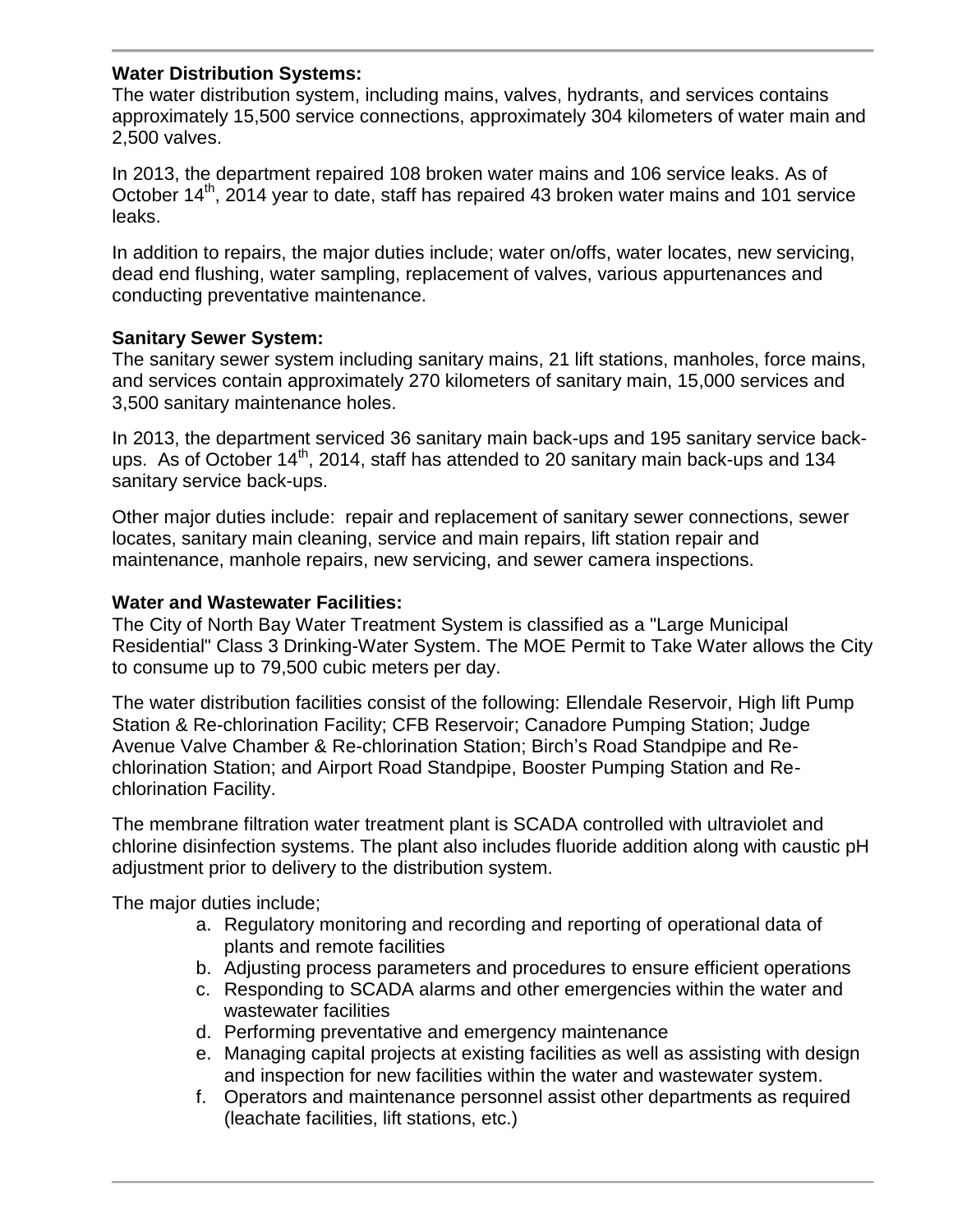**Water Distribution Systems:**
The water distribution system, including mains, valves, hydrants, and services contains approximately 15,500 service connections, approximately 304 kilometers of water main and 2,500 valves.

In 2013, the department repaired 108 broken water mains and 106 service leaks. As of October 14th, 2014 year to date, staff has repaired 43 broken water mains and 101 service leaks.

In addition to repairs, the major duties include; water on/offs, water locates, new servicing, dead end flushing, water sampling, replacement of valves, various appurtenances and conducting preventative maintenance.

**Sanitary Sewer System:**
The sanitary sewer system including sanitary mains, 21 lift stations, manholes, force mains, and services contain approximately 270 kilometers of sanitary main, 15,000 services and 3,500 sanitary maintenance holes.

In 2013, the department serviced 36 sanitary main back-ups and 195 sanitary service back-ups. As of October 14th, 2014, staff has attended to 20 sanitary main back-ups and 134 sanitary service back-ups.

Other major duties include: repair and replacement of sanitary sewer connections, sewer locates, sanitary main cleaning, service and main repairs, lift station repair and maintenance, manhole repairs, new servicing, and sewer camera inspections.

**Water and Wastewater Facilities:**
The City of North Bay Water Treatment System is classified as a "Large Municipal Residential" Class 3 Drinking-Water System. The MOE Permit to Take Water allows the City to consume up to 79,500 cubic meters per day.

The water distribution facilities consist of the following: Ellendale Reservoir, High lift Pump Station & Re-chlorination Facility; CFB Reservoir; Canadore Pumping Station; Judge Avenue Valve Chamber & Re-chlorination Station; Birch's Road Standpipe and Re-chlorination Station; and Airport Road Standpipe, Booster Pumping Station and Re-chlorination Facility.

The membrane filtration water treatment plant is SCADA controlled with ultraviolet and chlorine disinfection systems. The plant also includes fluoride addition along with caustic pH adjustment prior to delivery to the distribution system.

The major duties include;

a. Regulatory monitoring and recording and reporting of operational data of plants and remote facilities
b. Adjusting process parameters and procedures to ensure efficient operations
c. Responding to SCADA alarms and other emergencies within the water and wastewater facilities
d. Performing preventative and emergency maintenance
e. Managing capital projects at existing facilities as well as assisting with design and inspection for new facilities within the water and wastewater system.
f. Operators and maintenance personnel assist other departments as required (leachate facilities, lift stations, etc.)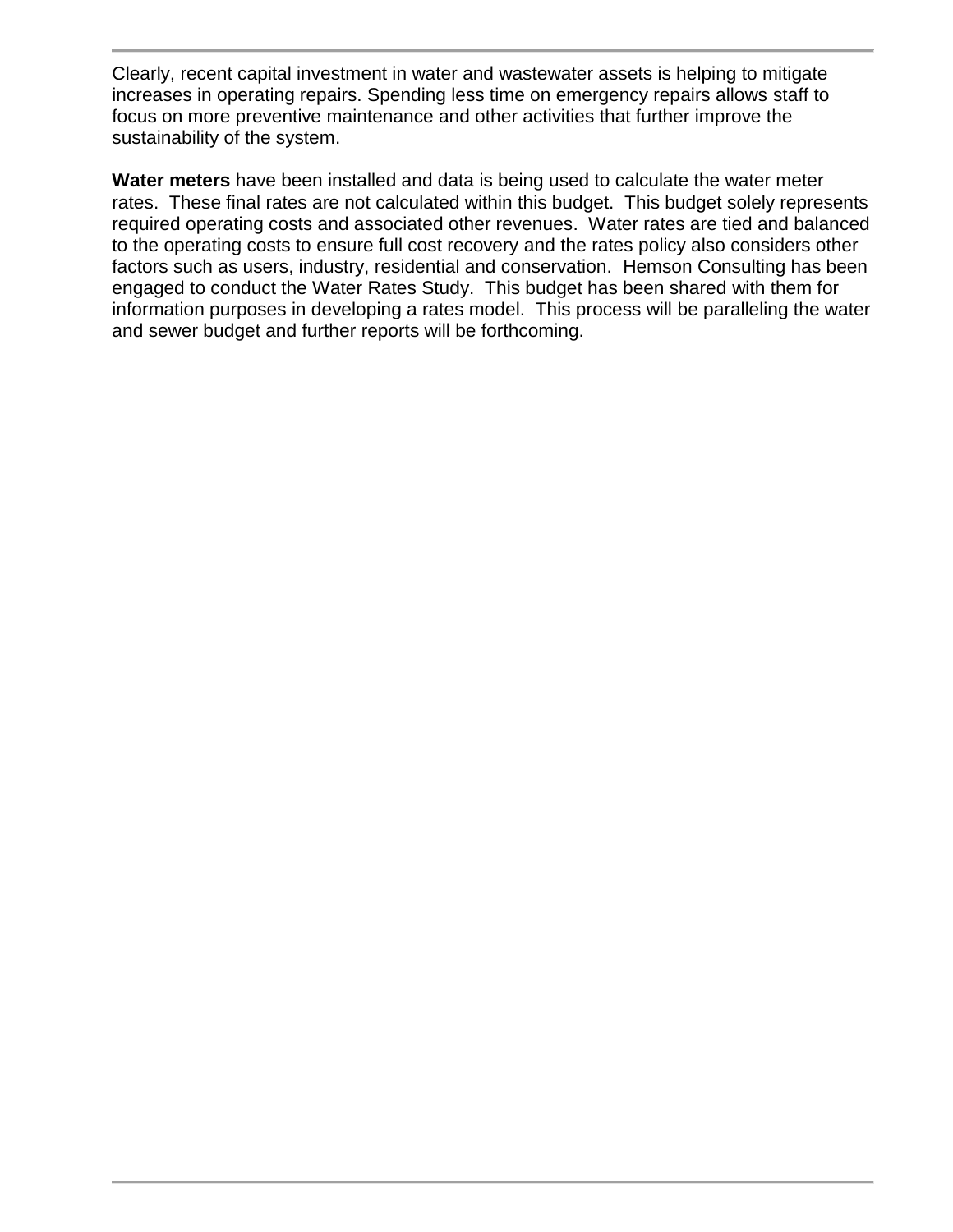Clearly, recent capital investment in water and wastewater assets is helping to mitigate increases in operating repairs. Spending less time on emergency repairs allows staff to focus on more preventive maintenance and other activities that further improve the sustainability of the system.

**Water meters** have been installed and data is being used to calculate the water meter rates. These final rates are not calculated within this budget. This budget solely represents required operating costs and associated other revenues. Water rates are tied and balanced to the operating costs to ensure full cost recovery and the rates policy also considers other factors such as users, industry, residential and conservation. Hemson Consulting has been engaged to conduct the Water Rates Study. This budget has been shared with them for information purposes in developing a rates model. This process will be paralleling the water and sewer budget and further reports will be forthcoming.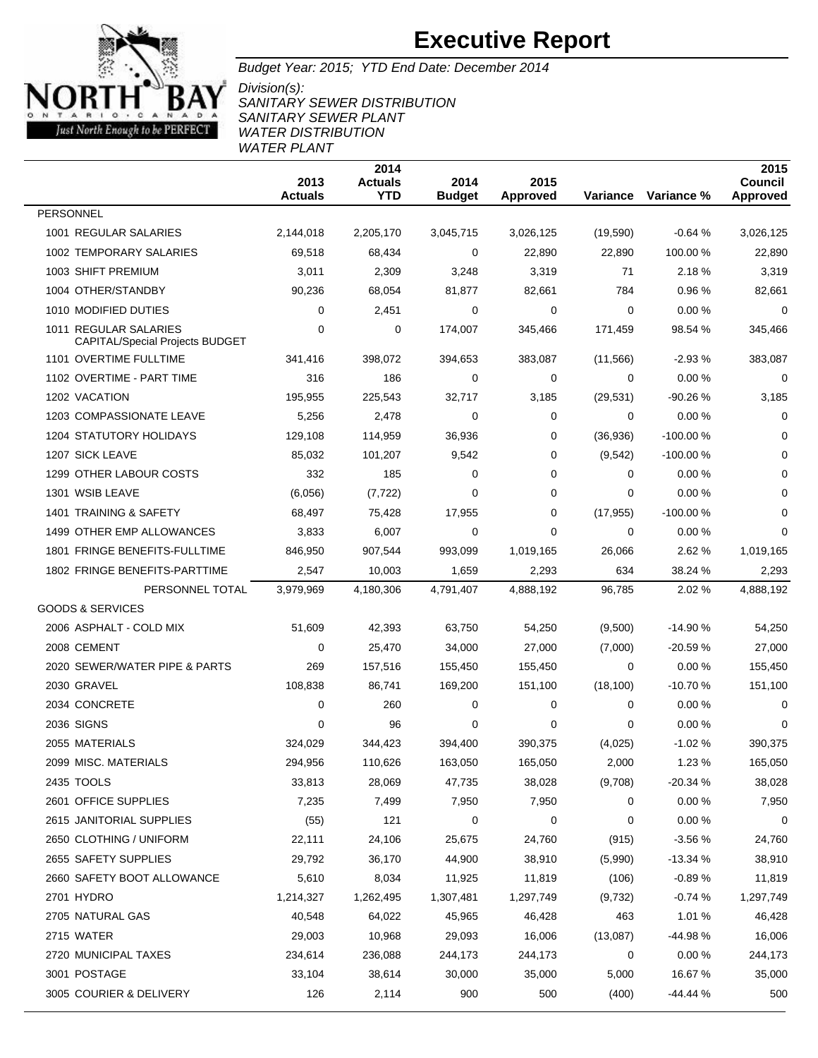# Executive Report

*Budget Year: 2015; YTD End Date: December 2014*

*Division(s):*
*SANITARY SEWER DISTRIBUTION*
*SANITARY SEWER PLANT*
*WATER DISTRIBUTION*
*WATER PLANT*

| | 2013 Actuals | 2014 Actuals YTD | 2014 Budget | 2015 Approved | Variance | Variance % | 2015 Council Approved |
|---|---|---|---|---|---|---|---|
| PERSONNEL | | | | | | | |
| 1001 REGULAR SALARIES | 2,144,018 | 2,205,170 | 3,045,715 | 3,026,125 | (19,590) | -0.64 % | 3,026,125 |
| 1002 TEMPORARY SALARIES | 69,518 | 68,434 | 0 | 22,890 | 22,890 | 100.00 % | 22,890 |
| 1003 SHIFT PREMIUM | 3,011 | 2,309 | 3,248 | 3,319 | 71 | 2.18 % | 3,319 |
| 1004 OTHER/STANDBY | 90,236 | 68,054 | 81,877 | 82,661 | 784 | 0.96 % | 82,661 |
| 1010 MODIFIED DUTIES | 0 | 2,451 | 0 | 0 | 0 | 0.00 % | 0 |
| 1011 REGULAR SALARIES CAPITAL/Special Projects BUDGET | 0 | 0 | 174,007 | 345,466 | 171,459 | 98.54 % | 345,466 |
| 1101 OVERTIME FULLTIME | 341,416 | 398,072 | 394,653 | 383,087 | (11,566) | -2.93 % | 383,087 |
| 1102 OVERTIME - PART TIME | 316 | 186 | 0 | 0 | 0 | 0.00 % | 0 |
| 1202 VACATION | 195,955 | 225,543 | 32,717 | 3,185 | (29,531) | -90.26 % | 3,185 |
| 1203 COMPASSIONATE LEAVE | 5,256 | 2,478 | 0 | 0 | 0 | 0.00 % | 0 |
| 1204 STATUTORY HOLIDAYS | 129,108 | 114,959 | 36,936 | 0 | (36,936) | -100.00 % | 0 |
| 1207 SICK LEAVE | 85,032 | 101,207 | 9,542 | 0 | (9,542) | -100.00 % | 0 |
| 1299 OTHER LABOUR COSTS | 332 | 185 | 0 | 0 | 0 | 0.00 % | 0 |
| 1301 WSIB LEAVE | (6,056) | (7,722) | 0 | 0 | 0 | 0.00 % | 0 |
| 1401 TRAINING & SAFETY | 68,497 | 75,428 | 17,955 | 0 | (17,955) | -100.00 % | 0 |
| 1499 OTHER EMP ALLOWANCES | 3,833 | 6,007 | 0 | 0 | 0 | 0.00 % | 0 |
| 1801 FRINGE BENEFITS-FULLTIME | 846,950 | 907,544 | 993,099 | 1,019,165 | 26,066 | 2.62 % | 1,019,165 |
| 1802 FRINGE BENEFITS-PARTTIME | 2,547 | 10,003 | 1,659 | 2,293 | 634 | 38.24 % | 2,293 |
| PERSONNEL TOTAL | 3,979,969 | 4,180,306 | 4,791,407 | 4,888,192 | 96,785 | 2.02 % | 4,888,192 |
| GOODS & SERVICES | | | | | | | |
| 2006 ASPHALT - COLD MIX | 51,609 | 42,393 | 63,750 | 54,250 | (9,500) | -14.90 % | 54,250 |
| 2008 CEMENT | 0 | 25,470 | 34,000 | 27,000 | (7,000) | -20.59 % | 27,000 |
| 2020 SEWER/WATER PIPE & PARTS | 269 | 157,516 | 155,450 | 155,450 | 0 | 0.00 % | 155,450 |
| 2030 GRAVEL | 108,838 | 86,741 | 169,200 | 151,100 | (18,100) | -10.70 % | 151,100 |
| 2034 CONCRETE | 0 | 260 | 0 | 0 | 0 | 0.00 % | 0 |
| 2036 SIGNS | 0 | 96 | 0 | 0 | 0 | 0.00 % | 0 |
| 2055 MATERIALS | 324,029 | 344,423 | 394,400 | 390,375 | (4,025) | -1.02 % | 390,375 |
| 2099 MISC. MATERIALS | 294,956 | 110,626 | 163,050 | 165,050 | 2,000 | 1.23 % | 165,050 |
| 2435 TOOLS | 33,813 | 28,069 | 47,735 | 38,028 | (9,708) | -20.34 % | 38,028 |
| 2601 OFFICE SUPPLIES | 7,235 | 7,499 | 7,950 | 7,950 | 0 | 0.00 % | 7,950 |
| 2615 JANITORIAL SUPPLIES | (55) | 121 | 0 | 0 | 0 | 0.00 % | 0 |
| 2650 CLOTHING / UNIFORM | 22,111 | 24,106 | 25,675 | 24,760 | (915) | -3.56 % | 24,760 |
| 2655 SAFETY SUPPLIES | 29,792 | 36,170 | 44,900 | 38,910 | (5,990) | -13.34 % | 38,910 |
| 2660 SAFETY BOOT ALLOWANCE | 5,610 | 8,034 | 11,925 | 11,819 | (106) | -0.89 % | 11,819 |
| 2701 HYDRO | 1,214,327 | 1,262,495 | 1,307,481 | 1,297,749 | (9,732) | -0.74 % | 1,297,749 |
| 2705 NATURAL GAS | 40,548 | 64,022 | 45,965 | 46,428 | 463 | 1.01 % | 46,428 |
| 2715 WATER | 29,003 | 10,968 | 29,093 | 16,006 | (13,087) | -44.98 % | 16,006 |
| 2720 MUNICIPAL TAXES | 234,614 | 236,088 | 244,173 | 244,173 | 0 | 0.00 % | 244,173 |
| 3001 POSTAGE | 33,104 | 38,614 | 30,000 | 35,000 | 5,000 | 16.67 % | 35,000 |
| 3005 COURIER & DELIVERY | 126 | 2,114 | 900 | 500 | (400) | -44.44 % | 500 |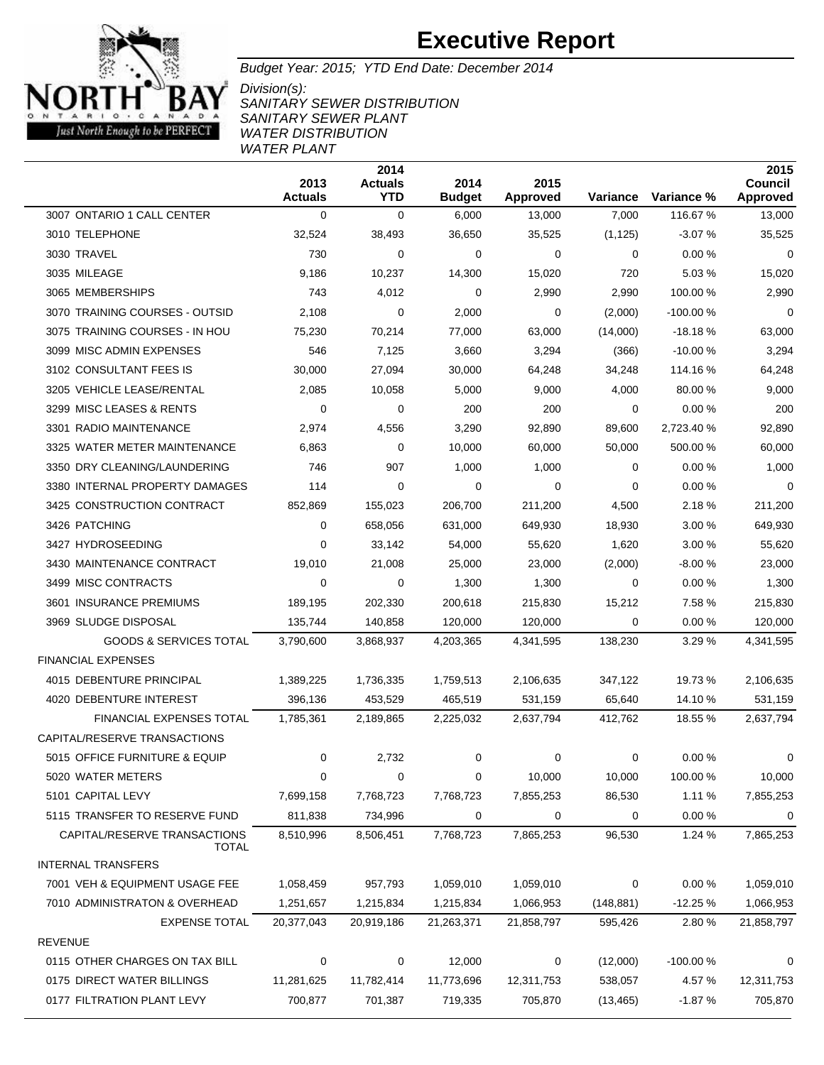# Executive Report

*Budget Year: 2015; YTD End Date: December 2014*

*Division(s):*
*SANITARY SEWER DISTRIBUTION*
*SANITARY SEWER PLANT*
*WATER DISTRIBUTION*
*WATER PLANT*

| | 2013 Actuals | 2014 Actuals YTD | 2014 Budget | 2015 Approved | Variance | Variance % | 2015 Council Approved |
|---|---|---|---|---|---|---|---|
| 3007 ONTARIO 1 CALL CENTER | 0 | 0 | 6,000 | 13,000 | 7,000 | 116.67 % | 13,000 |
| 3010 TELEPHONE | 32,524 | 38,493 | 36,650 | 35,525 | (1,125) | -3.07 % | 35,525 |
| 3030 TRAVEL | 730 | 0 | 0 | 0 | 0 | 0.00 % | 0 |
| 3035 MILEAGE | 9,186 | 10,237 | 14,300 | 15,020 | 720 | 5.03 % | 15,020 |
| 3065 MEMBERSHIPS | 743 | 4,012 | 0 | 2,990 | 2,990 | 100.00 % | 2,990 |
| 3070 TRAINING COURSES - OUTSID | 2,108 | 0 | 2,000 | 0 | (2,000) | -100.00 % | 0 |
| 3075 TRAINING COURSES - IN HOU | 75,230 | 70,214 | 77,000 | 63,000 | (14,000) | -18.18 % | 63,000 |
| 3099 MISC ADMIN EXPENSES | 546 | 7,125 | 3,660 | 3,294 | (366) | -10.00 % | 3,294 |
| 3102 CONSULTANT FEES IS | 30,000 | 27,094 | 30,000 | 64,248 | 34,248 | 114.16 % | 64,248 |
| 3205 VEHICLE LEASE/RENTAL | 2,085 | 10,058 | 5,000 | 9,000 | 4,000 | 80.00 % | 9,000 |
| 3299 MISC LEASES & RENTS | 0 | 0 | 200 | 200 | 0 | 0.00 % | 200 |
| 3301 RADIO MAINTENANCE | 2,974 | 4,556 | 3,290 | 92,890 | 89,600 | 2,723.40 % | 92,890 |
| 3325 WATER METER MAINTENANCE | 6,863 | 0 | 10,000 | 60,000 | 50,000 | 500.00 % | 60,000 |
| 3350 DRY CLEANING/LAUNDERING | 746 | 907 | 1,000 | 1,000 | 0 | 0.00 % | 1,000 |
| 3380 INTERNAL PROPERTY DAMAGES | 114 | 0 | 0 | 0 | 0 | 0.00 % | 0 |
| 3425 CONSTRUCTION CONTRACT | 852,869 | 155,023 | 206,700 | 211,200 | 4,500 | 2.18 % | 211,200 |
| 3426 PATCHING | 0 | 658,056 | 631,000 | 649,930 | 18,930 | 3.00 % | 649,930 |
| 3427 HYDROSEEDING | 0 | 33,142 | 54,000 | 55,620 | 1,620 | 3.00 % | 55,620 |
| 3430 MAINTENANCE CONTRACT | 19,010 | 21,008 | 25,000 | 23,000 | (2,000) | -8.00 % | 23,000 |
| 3499 MISC CONTRACTS | 0 | 0 | 1,300 | 1,300 | 0 | 0.00 % | 1,300 |
| 3601 INSURANCE PREMIUMS | 189,195 | 202,330 | 200,618 | 215,830 | 15,212 | 7.58 % | 215,830 |
| 3969 SLUDGE DISPOSAL | 135,744 | 140,858 | 120,000 | 120,000 | 0 | 0.00 % | 120,000 |
| GOODS & SERVICES TOTAL | 3,790,600 | 3,868,937 | 4,203,365 | 4,341,595 | 138,230 | 3.29 % | 4,341,595 |
| FINANCIAL EXPENSES | | | | | | | |
| 4015 DEBENTURE PRINCIPAL | 1,389,225 | 1,736,335 | 1,759,513 | 2,106,635 | 347,122 | 19.73 % | 2,106,635 |
| 4020 DEBENTURE INTEREST | 396,136 | 453,529 | 465,519 | 531,159 | 65,640 | 14.10 % | 531,159 |
| FINANCIAL EXPENSES TOTAL | 1,785,361 | 2,189,865 | 2,225,032 | 2,637,794 | 412,762 | 18.55 % | 2,637,794 |
| CAPITAL/RESERVE TRANSACTIONS | | | | | | | |
| 5015 OFFICE FURNITURE & EQUIP | 0 | 2,732 | 0 | 0 | 0 | 0.00 % | 0 |
| 5020 WATER METERS | 0 | 0 | 0 | 10,000 | 10,000 | 100.00 % | 10,000 |
| 5101 CAPITAL LEVY | 7,699,158 | 7,768,723 | 7,768,723 | 7,855,253 | 86,530 | 1.11 % | 7,855,253 |
| 5115 TRANSFER TO RESERVE FUND | 811,838 | 734,996 | 0 | 0 | 0 | 0.00 % | 0 |
| CAPITAL/RESERVE TRANSACTIONS TOTAL | 8,510,996 | 8,506,451 | 7,768,723 | 7,865,253 | 96,530 | 1.24 % | 7,865,253 |
| INTERNAL TRANSFERS | | | | | | | |
| 7001 VEH & EQUIPMENT USAGE FEE | 1,058,459 | 957,793 | 1,059,010 | 1,059,010 | 0 | 0.00 % | 1,059,010 |
| 7010 ADMINISTRATON & OVERHEAD | 1,251,657 | 1,215,834 | 1,215,834 | 1,066,953 | (148,881) | -12.25 % | 1,066,953 |
| EXPENSE TOTAL | 20,377,043 | 20,919,186 | 21,263,371 | 21,858,797 | 595,426 | 2.80 % | 21,858,797 |
| REVENUE | | | | | | | |
| 0115 OTHER CHARGES ON TAX BILL | 0 | 0 | 12,000 | 0 | (12,000) | -100.00 % | 0 |
| 0175 DIRECT WATER BILLINGS | 11,281,625 | 11,782,414 | 11,773,696 | 12,311,753 | 538,057 | 4.57 % | 12,311,753 |
| 0177 FILTRATION PLANT LEVY | 700,877 | 701,387 | 719,335 | 705,870 | (13,465) | -1.87 % | 705,870 |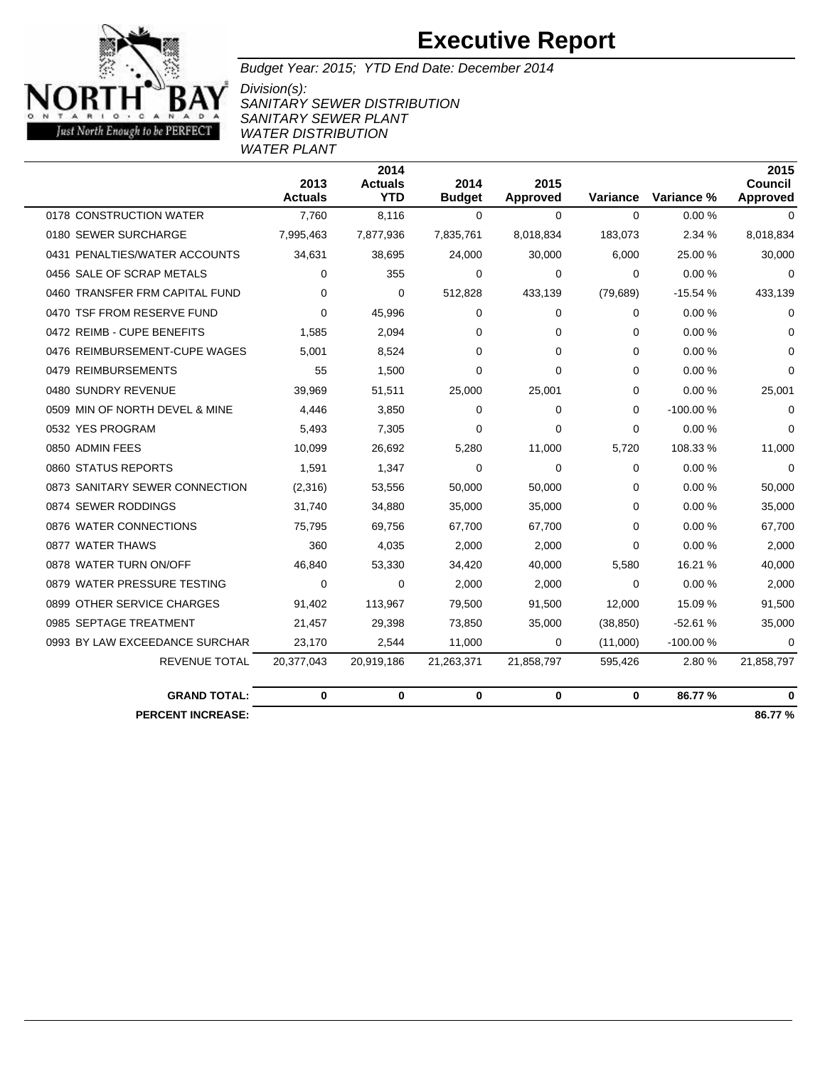# Executive Report

*Budget Year: 2015; YTD End Date: December 2014*

*Division(s):*
*SANITARY SEWER DISTRIBUTION*
*SANITARY SEWER PLANT*
*WATER DISTRIBUTION*
*WATER PLANT*

| | 2013 Actuals | 2014 Actuals YTD | 2014 Budget | 2015 Approved | Variance | Variance % | 2015 Council Approved |
|---|---|---|---|---|---|---|---|
| 0178 CONSTRUCTION WATER | 7,760 | 8,116 | 0 | 0 | 0 | 0.00 % | 0 |
| 0180 SEWER SURCHARGE | 7,995,463 | 7,877,936 | 7,835,761 | 8,018,834 | 183,073 | 2.34 % | 8,018,834 |
| 0431 PENALTIES/WATER ACCOUNTS | 34,631 | 38,695 | 24,000 | 30,000 | 6,000 | 25.00 % | 30,000 |
| 0456 SALE OF SCRAP METALS | 0 | 355 | 0 | 0 | 0 | 0.00 % | 0 |
| 0460 TRANSFER FRM CAPITAL FUND | 0 | 0 | 512,828 | 433,139 | (79,689) | -15.54 % | 433,139 |
| 0470 TSF FROM RESERVE FUND | 0 | 45,996 | 0 | 0 | 0 | 0.00 % | 0 |
| 0472 REIMB - CUPE BENEFITS | 1,585 | 2,094 | 0 | 0 | 0 | 0.00 % | 0 |
| 0476 REIMBURSEMENT-CUPE WAGES | 5,001 | 8,524 | 0 | 0 | 0 | 0.00 % | 0 |
| 0479 REIMBURSEMENTS | 55 | 1,500 | 0 | 0 | 0 | 0.00 % | 0 |
| 0480 SUNDRY REVENUE | 39,969 | 51,511 | 25,000 | 25,001 | 0 | 0.00 % | 25,001 |
| 0509 MIN OF NORTH DEVEL & MINE | 4,446 | 3,850 | 0 | 0 | 0 | -100.00 % | 0 |
| 0532 YES PROGRAM | 5,493 | 7,305 | 0 | 0 | 0 | 0.00 % | 0 |
| 0850 ADMIN FEES | 10,099 | 26,692 | 5,280 | 11,000 | 5,720 | 108.33 % | 11,000 |
| 0860 STATUS REPORTS | 1,591 | 1,347 | 0 | 0 | 0 | 0.00 % | 0 |
| 0873 SANITARY SEWER CONNECTION | (2,316) | 53,556 | 50,000 | 50,000 | 0 | 0.00 % | 50,000 |
| 0874 SEWER RODDINGS | 31,740 | 34,880 | 35,000 | 35,000 | 0 | 0.00 % | 35,000 |
| 0876 WATER CONNECTIONS | 75,795 | 69,756 | 67,700 | 67,700 | 0 | 0.00 % | 67,700 |
| 0877 WATER THAWS | 360 | 4,035 | 2,000 | 2,000 | 0 | 0.00 % | 2,000 |
| 0878 WATER TURN ON/OFF | 46,840 | 53,330 | 34,420 | 40,000 | 5,580 | 16.21 % | 40,000 |
| 0879 WATER PRESSURE TESTING | 0 | 0 | 2,000 | 2,000 | 0 | 0.00 % | 2,000 |
| 0899 OTHER SERVICE CHARGES | 91,402 | 113,967 | 79,500 | 91,500 | 12,000 | 15.09 % | 91,500 |
| 0985 SEPTAGE TREATMENT | 21,457 | 29,398 | 73,850 | 35,000 | (38,850) | -52.61 % | 35,000 |
| 0993 BY LAW EXCEEDANCE SURCHAR | 23,170 | 2,544 | 11,000 | 0 | (11,000) | -100.00 % | 0 |
| REVENUE TOTAL | 20,377,043 | 20,919,186 | 21,263,371 | 21,858,797 | 595,426 | 2.80 % | 21,858,797 |
| **GRAND TOTAL:** | **0** | **0** | **0** | **0** | **0** | **86.77 %** | **0** |
| **PERCENT INCREASE:** | | | | | | | **86.77 %** |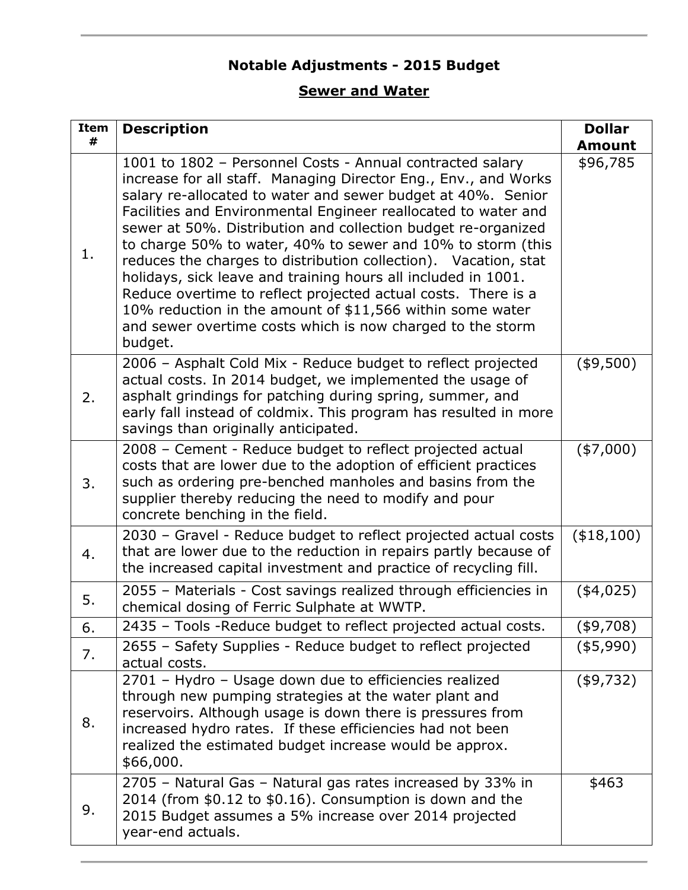## Notable Adjustments - 2015 Budget

## Sewer and Water

| Item # | Description | Dollar Amount |
|---|---|---|
| 1. | 1001 to 1802 – Personnel Costs - Annual contracted salary increase for all staff. Managing Director Eng., Env., and Works salary re-allocated to water and sewer budget at 40%. Senior Facilities and Environmental Engineer reallocated to water and sewer at 50%. Distribution and collection budget re-organized to charge 50% to water, 40% to sewer and 10% to storm (this reduces the charges to distribution collection). Vacation, stat holidays, sick leave and training hours all included in 1001. Reduce overtime to reflect projected actual costs. There is a 10% reduction in the amount of $11,566 within some water and sewer overtime costs which is now charged to the storm budget. | $96,785 |
| 2. | 2006 – Asphalt Cold Mix - Reduce budget to reflect projected actual costs. In 2014 budget, we implemented the usage of asphalt grindings for patching during spring, summer, and early fall instead of coldmix. This program has resulted in more savings than originally anticipated. | ($9,500) |
| 3. | 2008 – Cement - Reduce budget to reflect projected actual costs that are lower due to the adoption of efficient practices such as ordering pre-benched manholes and basins from the supplier thereby reducing the need to modify and pour concrete benching in the field. | ($7,000) |
| 4. | 2030 – Gravel - Reduce budget to reflect projected actual costs that are lower due to the reduction in repairs partly because of the increased capital investment and practice of recycling fill. | ($18,100) |
| 5. | 2055 – Materials - Cost savings realized through efficiencies in chemical dosing of Ferric Sulphate at WWTP. | ($4,025) |
| 6. | 2435 – Tools -Reduce budget to reflect projected actual costs. | ($9,708) |
| 7. | 2655 – Safety Supplies - Reduce budget to reflect projected actual costs. | ($5,990) |
| 8. | 2701 – Hydro – Usage down due to efficiencies realized through new pumping strategies at the water plant and reservoirs. Although usage is down there is pressures from increased hydro rates. If these efficiencies had not been realized the estimated budget increase would be approx. $66,000. | ($9,732) |
| 9. | 2705 – Natural Gas – Natural gas rates increased by 33% in 2014 (from $0.12 to $0.16). Consumption is down and the 2015 Budget assumes a 5% increase over 2014 projected year-end actuals. | $463 |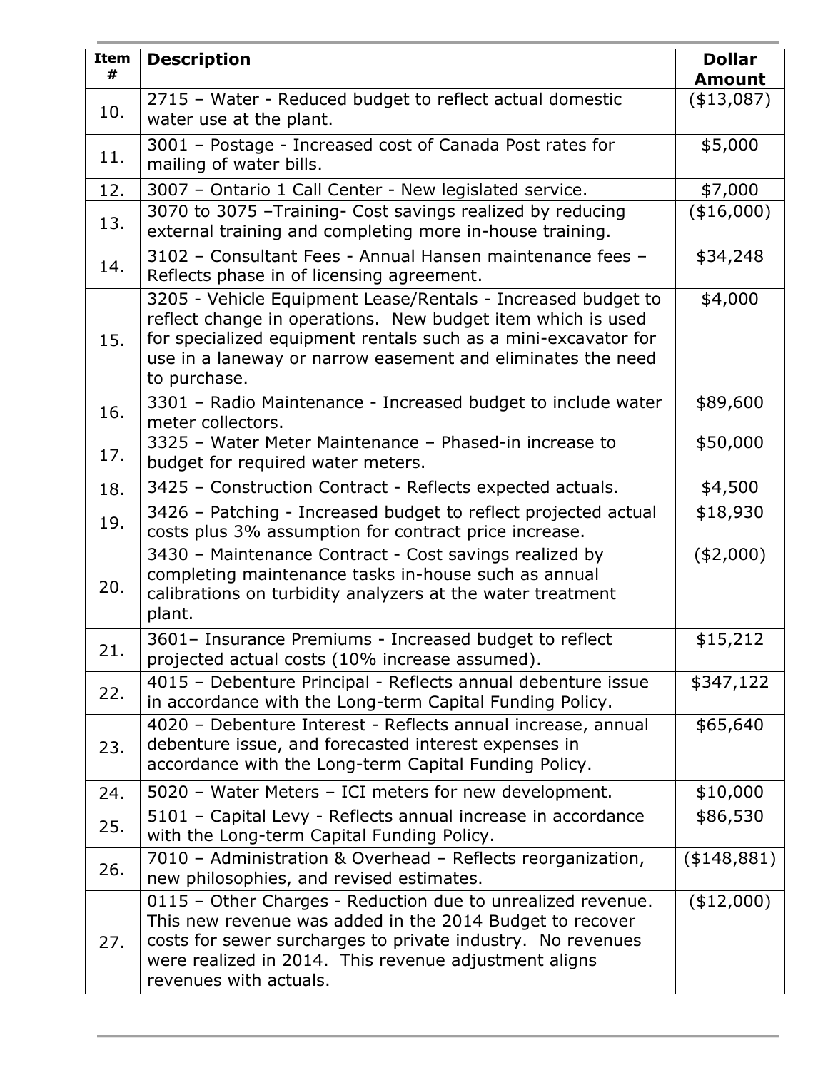| Item # | Description | Dollar Amount |
|---|---|---|
| 10. | 2715 – Water - Reduced budget to reflect actual domestic water use at the plant. | ($13,087) |
| 11. | 3001 – Postage - Increased cost of Canada Post rates for mailing of water bills. | $5,000 |
| 12. | 3007 – Ontario 1 Call Center - New legislated service. | $7,000 |
| 13. | 3070 to 3075 –Training- Cost savings realized by reducing external training and completing more in-house training. | ($16,000) |
| 14. | 3102 – Consultant Fees - Annual Hansen maintenance fees – Reflects phase in of licensing agreement. | $34,248 |
| 15. | 3205 - Vehicle Equipment Lease/Rentals - Increased budget to reflect change in operations. New budget item which is used for specialized equipment rentals such as a mini-excavator for use in a laneway or narrow easement and eliminates the need to purchase. | $4,000 |
| 16. | 3301 – Radio Maintenance - Increased budget to include water meter collectors. | $89,600 |
| 17. | 3325 – Water Meter Maintenance – Phased-in increase to budget for required water meters. | $50,000 |
| 18. | 3425 – Construction Contract - Reflects expected actuals. | $4,500 |
| 19. | 3426 – Patching - Increased budget to reflect projected actual costs plus 3% assumption for contract price increase. | $18,930 |
| 20. | 3430 – Maintenance Contract - Cost savings realized by completing maintenance tasks in-house such as annual calibrations on turbidity analyzers at the water treatment plant. | ($2,000) |
| 21. | 3601– Insurance Premiums - Increased budget to reflect projected actual costs (10% increase assumed). | $15,212 |
| 22. | 4015 – Debenture Principal - Reflects annual debenture issue in accordance with the Long-term Capital Funding Policy. | $347,122 |
| 23. | 4020 – Debenture Interest - Reflects annual increase, annual debenture issue, and forecasted interest expenses in accordance with the Long-term Capital Funding Policy. | $65,640 |
| 24. | 5020 – Water Meters – ICI meters for new development. | $10,000 |
| 25. | 5101 – Capital Levy - Reflects annual increase in accordance with the Long-term Capital Funding Policy. | $86,530 |
| 26. | 7010 – Administration & Overhead – Reflects reorganization, new philosophies, and revised estimates. | ($148,881) |
| 27. | 0115 – Other Charges - Reduction due to unrealized revenue. This new revenue was added in the 2014 Budget to recover costs for sewer surcharges to private industry. No revenues were realized in 2014. This revenue adjustment aligns revenues with actuals. | ($12,000) |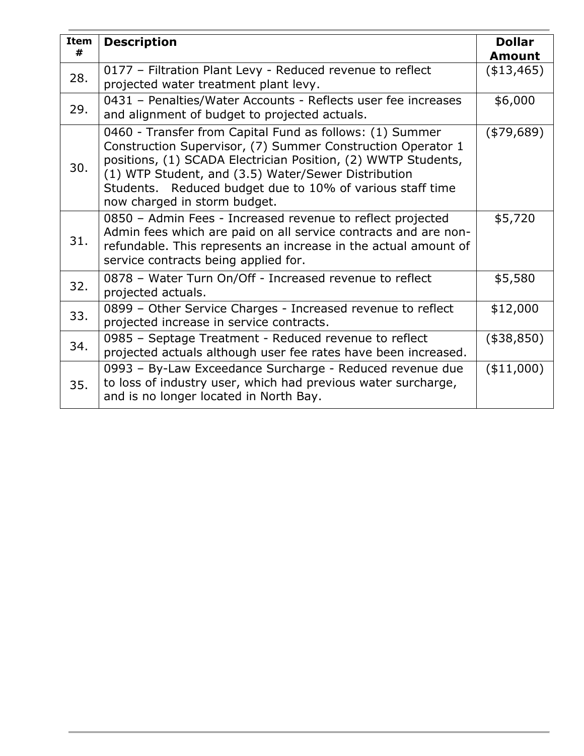| Item # | Description | Dollar Amount |
|---|---|---|
| 28. | 0177 – Filtration Plant Levy - Reduced revenue to reflect projected water treatment plant levy. | ($13,465) |
| 29. | 0431 – Penalties/Water Accounts - Reflects user fee increases and alignment of budget to projected actuals. | $6,000 |
| 30. | 0460 - Transfer from Capital Fund as follows: (1) Summer Construction Supervisor, (7) Summer Construction Operator 1 positions, (1) SCADA Electrician Position, (2) WWTP Students, (1) WTP Student, and (3.5) Water/Sewer Distribution Students. Reduced budget due to 10% of various staff time now charged in storm budget. | ($79,689) |
| 31. | 0850 – Admin Fees - Increased revenue to reflect projected Admin fees which are paid on all service contracts and are non-refundable. This represents an increase in the actual amount of service contracts being applied for. | $5,720 |
| 32. | 0878 – Water Turn On/Off - Increased revenue to reflect projected actuals. | $5,580 |
| 33. | 0899 – Other Service Charges - Increased revenue to reflect projected increase in service contracts. | $12,000 |
| 34. | 0985 – Septage Treatment - Reduced revenue to reflect projected actuals although user fee rates have been increased. | ($38,850) |
| 35. | 0993 – By-Law Exceedance Surcharge - Reduced revenue due to loss of industry user, which had previous water surcharge, and is no longer located in North Bay. | ($11,000) |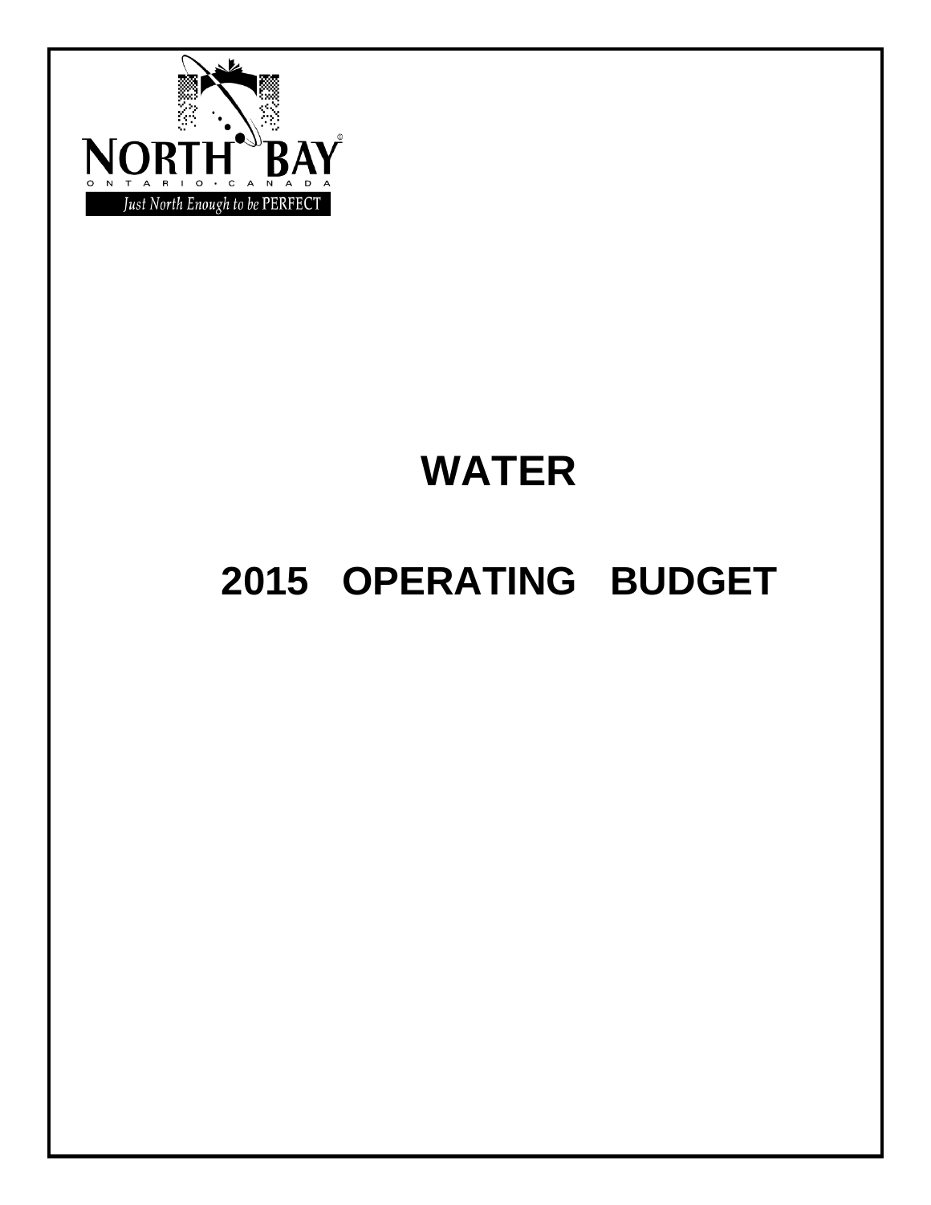NORTH BAY

ONTARIO · CANADA

Just North Enough to be PERFECT

# WATER

# 2015 OPERATING BUDGET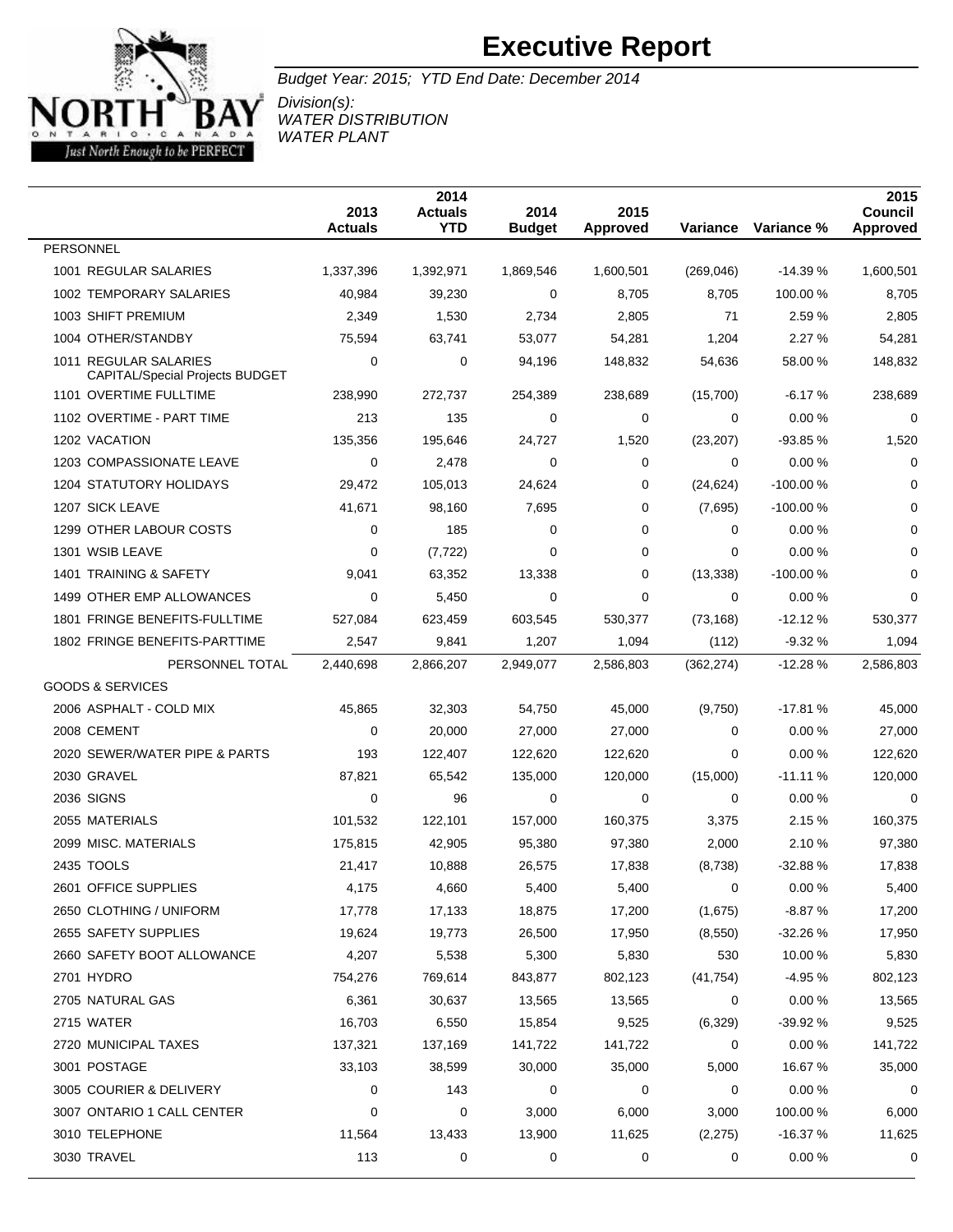# Executive Report

*Budget Year: 2015; YTD End Date: December 2014*

*Division(s):*
*WATER DISTRIBUTION*
*WATER PLANT*

| | 2013 Actuals | 2014 Actuals YTD | 2014 Budget | 2015 Approved | Variance | Variance % | 2015 Council Approved |
|---|---|---|---|---|---|---|---|
| PERSONNEL | | | | | | | |
| 1001 REGULAR SALARIES | 1,337,396 | 1,392,971 | 1,869,546 | 1,600,501 | (269,046) | -14.39 % | 1,600,501 |
| 1002 TEMPORARY SALARIES | 40,984 | 39,230 | 0 | 8,705 | 8,705 | 100.00 % | 8,705 |
| 1003 SHIFT PREMIUM | 2,349 | 1,530 | 2,734 | 2,805 | 71 | 2.59 % | 2,805 |
| 1004 OTHER/STANDBY | 75,594 | 63,741 | 53,077 | 54,281 | 1,204 | 2.27 % | 54,281 |
| 1011 REGULAR SALARIES CAPITAL/Special Projects BUDGET | 0 | 0 | 94,196 | 148,832 | 54,636 | 58.00 % | 148,832 |
| 1101 OVERTIME FULLTIME | 238,990 | 272,737 | 254,389 | 238,689 | (15,700) | -6.17 % | 238,689 |
| 1102 OVERTIME - PART TIME | 213 | 135 | 0 | 0 | 0 | 0.00 % | 0 |
| 1202 VACATION | 135,356 | 195,646 | 24,727 | 1,520 | (23,207) | -93.85 % | 1,520 |
| 1203 COMPASSIONATE LEAVE | 0 | 2,478 | 0 | 0 | 0 | 0.00 % | 0 |
| 1204 STATUTORY HOLIDAYS | 29,472 | 105,013 | 24,624 | 0 | (24,624) | -100.00 % | 0 |
| 1207 SICK LEAVE | 41,671 | 98,160 | 7,695 | 0 | (7,695) | -100.00 % | 0 |
| 1299 OTHER LABOUR COSTS | 0 | 185 | 0 | 0 | 0 | 0.00 % | 0 |
| 1301 WSIB LEAVE | 0 | (7,722) | 0 | 0 | 0 | 0.00 % | 0 |
| 1401 TRAINING & SAFETY | 9,041 | 63,352 | 13,338 | 0 | (13,338) | -100.00 % | 0 |
| 1499 OTHER EMP ALLOWANCES | 0 | 5,450 | 0 | 0 | 0 | 0.00 % | 0 |
| 1801 FRINGE BENEFITS-FULLTIME | 527,084 | 623,459 | 603,545 | 530,377 | (73,168) | -12.12 % | 530,377 |
| 1802 FRINGE BENEFITS-PARTTIME | 2,547 | 9,841 | 1,207 | 1,094 | (112) | -9.32 % | 1,094 |
| PERSONNEL TOTAL | 2,440,698 | 2,866,207 | 2,949,077 | 2,586,803 | (362,274) | -12.28 % | 2,586,803 |
| GOODS & SERVICES | | | | | | | |
| 2006 ASPHALT - COLD MIX | 45,865 | 32,303 | 54,750 | 45,000 | (9,750) | -17.81 % | 45,000 |
| 2008 CEMENT | 0 | 20,000 | 27,000 | 27,000 | 0 | 0.00 % | 27,000 |
| 2020 SEWER/WATER PIPE & PARTS | 193 | 122,407 | 122,620 | 122,620 | 0 | 0.00 % | 122,620 |
| 2030 GRAVEL | 87,821 | 65,542 | 135,000 | 120,000 | (15,000) | -11.11 % | 120,000 |
| 2036 SIGNS | 0 | 96 | 0 | 0 | 0 | 0.00 % | 0 |
| 2055 MATERIALS | 101,532 | 122,101 | 157,000 | 160,375 | 3,375 | 2.15 % | 160,375 |
| 2099 MISC. MATERIALS | 175,815 | 42,905 | 95,380 | 97,380 | 2,000 | 2.10 % | 97,380 |
| 2435 TOOLS | 21,417 | 10,888 | 26,575 | 17,838 | (8,738) | -32.88 % | 17,838 |
| 2601 OFFICE SUPPLIES | 4,175 | 4,660 | 5,400 | 5,400 | 0 | 0.00 % | 5,400 |
| 2650 CLOTHING / UNIFORM | 17,778 | 17,133 | 18,875 | 17,200 | (1,675) | -8.87 % | 17,200 |
| 2655 SAFETY SUPPLIES | 19,624 | 19,773 | 26,500 | 17,950 | (8,550) | -32.26 % | 17,950 |
| 2660 SAFETY BOOT ALLOWANCE | 4,207 | 5,538 | 5,300 | 5,830 | 530 | 10.00 % | 5,830 |
| 2701 HYDRO | 754,276 | 769,614 | 843,877 | 802,123 | (41,754) | -4.95 % | 802,123 |
| 2705 NATURAL GAS | 6,361 | 30,637 | 13,565 | 13,565 | 0 | 0.00 % | 13,565 |
| 2715 WATER | 16,703 | 6,550 | 15,854 | 9,525 | (6,329) | -39.92 % | 9,525 |
| 2720 MUNICIPAL TAXES | 137,321 | 137,169 | 141,722 | 141,722 | 0 | 0.00 % | 141,722 |
| 3001 POSTAGE | 33,103 | 38,599 | 30,000 | 35,000 | 5,000 | 16.67 % | 35,000 |
| 3005 COURIER & DELIVERY | 0 | 143 | 0 | 0 | 0 | 0.00 % | 0 |
| 3007 ONTARIO 1 CALL CENTER | 0 | 0 | 3,000 | 6,000 | 3,000 | 100.00 % | 6,000 |
| 3010 TELEPHONE | 11,564 | 13,433 | 13,900 | 11,625 | (2,275) | -16.37 % | 11,625 |
| 3030 TRAVEL | 113 | 0 | 0 | 0 | 0 | 0.00 % | 0 |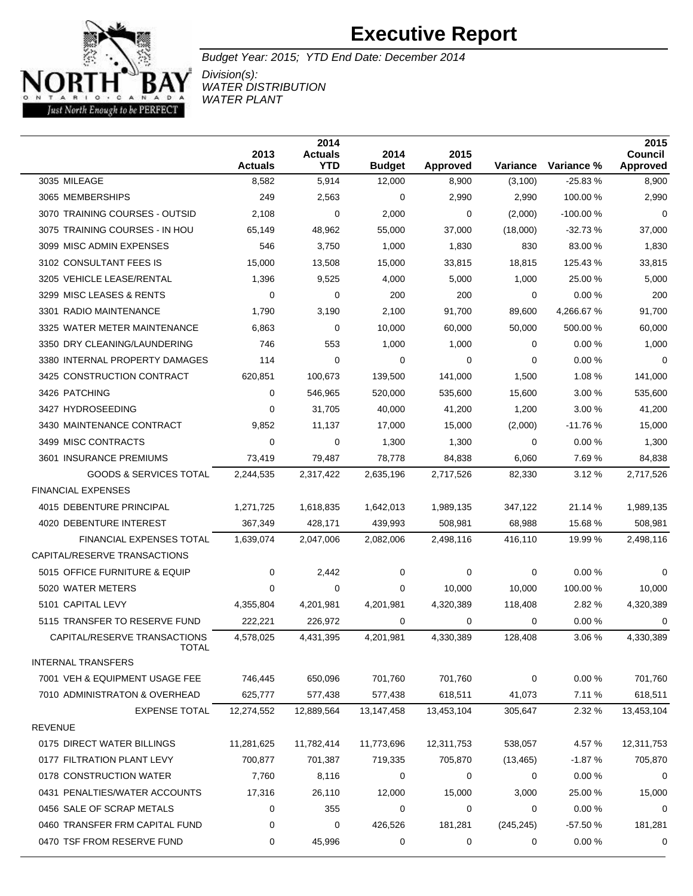# Executive Report

*Budget Year: 2015; YTD End Date: December 2014*

*Division(s):*
*WATER DISTRIBUTION*
*WATER PLANT*

| | 2013 Actuals | 2014 Actuals YTD | 2014 Budget | 2015 Approved | Variance | Variance % | 2015 Council Approved |
|---|---|---|---|---|---|---|---|
| 3035 MILEAGE | 8,582 | 5,914 | 12,000 | 8,900 | (3,100) | -25.83 % | 8,900 |
| 3065 MEMBERSHIPS | 249 | 2,563 | 0 | 2,990 | 2,990 | 100.00 % | 2,990 |
| 3070 TRAINING COURSES - OUTSID | 2,108 | 0 | 2,000 | 0 | (2,000) | -100.00 % | 0 |
| 3075 TRAINING COURSES - IN HOU | 65,149 | 48,962 | 55,000 | 37,000 | (18,000) | -32.73 % | 37,000 |
| 3099 MISC ADMIN EXPENSES | 546 | 3,750 | 1,000 | 1,830 | 830 | 83.00 % | 1,830 |
| 3102 CONSULTANT FEES IS | 15,000 | 13,508 | 15,000 | 33,815 | 18,815 | 125.43 % | 33,815 |
| 3205 VEHICLE LEASE/RENTAL | 1,396 | 9,525 | 4,000 | 5,000 | 1,000 | 25.00 % | 5,000 |
| 3299 MISC LEASES & RENTS | 0 | 0 | 200 | 200 | 0 | 0.00 % | 200 |
| 3301 RADIO MAINTENANCE | 1,790 | 3,190 | 2,100 | 91,700 | 89,600 | 4,266.67 % | 91,700 |
| 3325 WATER METER MAINTENANCE | 6,863 | 0 | 10,000 | 60,000 | 50,000 | 500.00 % | 60,000 |
| 3350 DRY CLEANING/LAUNDERING | 746 | 553 | 1,000 | 1,000 | 0 | 0.00 % | 1,000 |
| 3380 INTERNAL PROPERTY DAMAGES | 114 | 0 | 0 | 0 | 0 | 0.00 % | 0 |
| 3425 CONSTRUCTION CONTRACT | 620,851 | 100,673 | 139,500 | 141,000 | 1,500 | 1.08 % | 141,000 |
| 3426 PATCHING | 0 | 546,965 | 520,000 | 535,600 | 15,600 | 3.00 % | 535,600 |
| 3427 HYDROSEEDING | 0 | 31,705 | 40,000 | 41,200 | 1,200 | 3.00 % | 41,200 |
| 3430 MAINTENANCE CONTRACT | 9,852 | 11,137 | 17,000 | 15,000 | (2,000) | -11.76 % | 15,000 |
| 3499 MISC CONTRACTS | 0 | 0 | 1,300 | 1,300 | 0 | 0.00 % | 1,300 |
| 3601 INSURANCE PREMIUMS | 73,419 | 79,487 | 78,778 | 84,838 | 6,060 | 7.69 % | 84,838 |
| GOODS & SERVICES TOTAL | 2,244,535 | 2,317,422 | 2,635,196 | 2,717,526 | 82,330 | 3.12 % | 2,717,526 |
| FINANCIAL EXPENSES | | | | | | | |
| 4015 DEBENTURE PRINCIPAL | 1,271,725 | 1,618,835 | 1,642,013 | 1,989,135 | 347,122 | 21.14 % | 1,989,135 |
| 4020 DEBENTURE INTEREST | 367,349 | 428,171 | 439,993 | 508,981 | 68,988 | 15.68 % | 508,981 |
| FINANCIAL EXPENSES TOTAL | 1,639,074 | 2,047,006 | 2,082,006 | 2,498,116 | 416,110 | 19.99 % | 2,498,116 |
| CAPITAL/RESERVE TRANSACTIONS | | | | | | | |
| 5015 OFFICE FURNITURE & EQUIP | 0 | 2,442 | 0 | 0 | 0 | 0.00 % | 0 |
| 5020 WATER METERS | 0 | 0 | 0 | 10,000 | 10,000 | 100.00 % | 10,000 |
| 5101 CAPITAL LEVY | 4,355,804 | 4,201,981 | 4,201,981 | 4,320,389 | 118,408 | 2.82 % | 4,320,389 |
| 5115 TRANSFER TO RESERVE FUND | 222,221 | 226,972 | 0 | 0 | 0 | 0.00 % | 0 |
| CAPITAL/RESERVE TRANSACTIONS TOTAL | 4,578,025 | 4,431,395 | 4,201,981 | 4,330,389 | 128,408 | 3.06 % | 4,330,389 |
| INTERNAL TRANSFERS | | | | | | | |
| 7001 VEH & EQUIPMENT USAGE FEE | 746,445 | 650,096 | 701,760 | 701,760 | 0 | 0.00 % | 701,760 |
| 7010 ADMINISTRATON & OVERHEAD | 625,777 | 577,438 | 577,438 | 618,511 | 41,073 | 7.11 % | 618,511 |
| EXPENSE TOTAL | 12,274,552 | 12,889,564 | 13,147,458 | 13,453,104 | 305,647 | 2.32 % | 13,453,104 |
| REVENUE | | | | | | | |
| 0175 DIRECT WATER BILLINGS | 11,281,625 | 11,782,414 | 11,773,696 | 12,311,753 | 538,057 | 4.57 % | 12,311,753 |
| 0177 FILTRATION PLANT LEVY | 700,877 | 701,387 | 719,335 | 705,870 | (13,465) | -1.87 % | 705,870 |
| 0178 CONSTRUCTION WATER | 7,760 | 8,116 | 0 | 0 | 0 | 0.00 % | 0 |
| 0431 PENALTIES/WATER ACCOUNTS | 17,316 | 26,110 | 12,000 | 15,000 | 3,000 | 25.00 % | 15,000 |
| 0456 SALE OF SCRAP METALS | 0 | 355 | 0 | 0 | 0 | 0.00 % | 0 |
| 0460 TRANSFER FRM CAPITAL FUND | 0 | 0 | 426,526 | 181,281 | (245,245) | -57.50 % | 181,281 |
| 0470 TSF FROM RESERVE FUND | 0 | 45,996 | 0 | 0 | 0 | 0.00 % | 0 |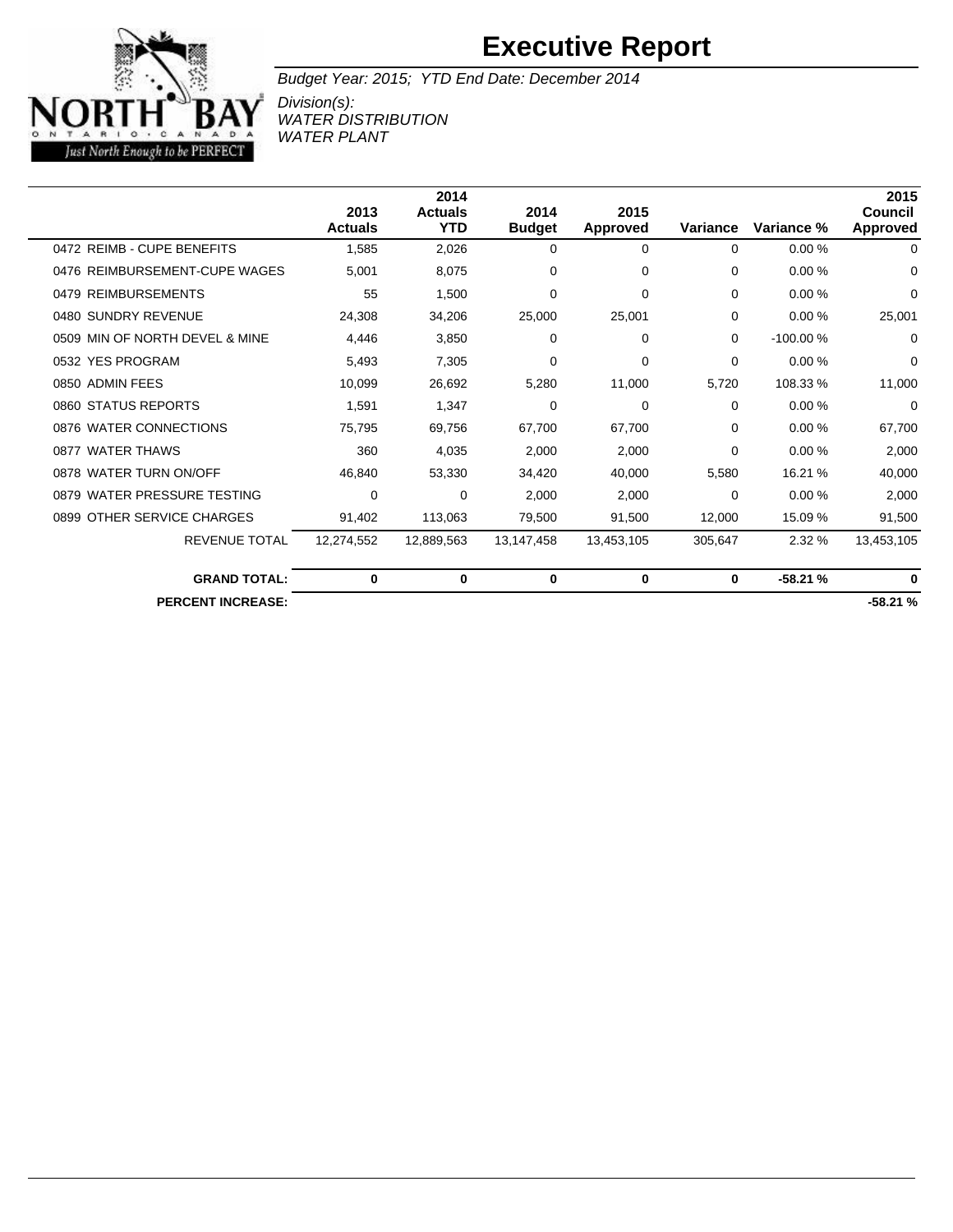# Executive Report

*Budget Year: 2015; YTD End Date: December 2014*

*Division(s):*
*WATER DISTRIBUTION*
*WATER PLANT*

| | 2013 Actuals | 2014 Actuals YTD | 2014 Budget | 2015 Approved | Variance | Variance % | 2015 Council Approved |
|---|---|---|---|---|---|---|---|
| 0472 REIMB - CUPE BENEFITS | 1,585 | 2,026 | 0 | 0 | 0 | 0.00 % | 0 |
| 0476 REIMBURSEMENT-CUPE WAGES | 5,001 | 8,075 | 0 | 0 | 0 | 0.00 % | 0 |
| 0479 REIMBURSEMENTS | 55 | 1,500 | 0 | 0 | 0 | 0.00 % | 0 |
| 0480 SUNDRY REVENUE | 24,308 | 34,206 | 25,000 | 25,001 | 0 | 0.00 % | 25,001 |
| 0509 MIN OF NORTH DEVEL & MINE | 4,446 | 3,850 | 0 | 0 | 0 | -100.00 % | 0 |
| 0532 YES PROGRAM | 5,493 | 7,305 | 0 | 0 | 0 | 0.00 % | 0 |
| 0850 ADMIN FEES | 10,099 | 26,692 | 5,280 | 11,000 | 5,720 | 108.33 % | 11,000 |
| 0860 STATUS REPORTS | 1,591 | 1,347 | 0 | 0 | 0 | 0.00 % | 0 |
| 0876 WATER CONNECTIONS | 75,795 | 69,756 | 67,700 | 67,700 | 0 | 0.00 % | 67,700 |
| 0877 WATER THAWS | 360 | 4,035 | 2,000 | 2,000 | 0 | 0.00 % | 2,000 |
| 0878 WATER TURN ON/OFF | 46,840 | 53,330 | 34,420 | 40,000 | 5,580 | 16.21 % | 40,000 |
| 0879 WATER PRESSURE TESTING | 0 | 0 | 2,000 | 2,000 | 0 | 0.00 % | 2,000 |
| 0899 OTHER SERVICE CHARGES | 91,402 | 113,063 | 79,500 | 91,500 | 12,000 | 15.09 % | 91,500 |
| REVENUE TOTAL | 12,274,552 | 12,889,563 | 13,147,458 | 13,453,105 | 305,647 | 2.32 % | 13,453,105 |
| **GRAND TOTAL:** | **0** | **0** | **0** | **0** | **0** | **-58.21 %** | **0** |
| **PERCENT INCREASE:** | | | | | | | **-58.21 %** |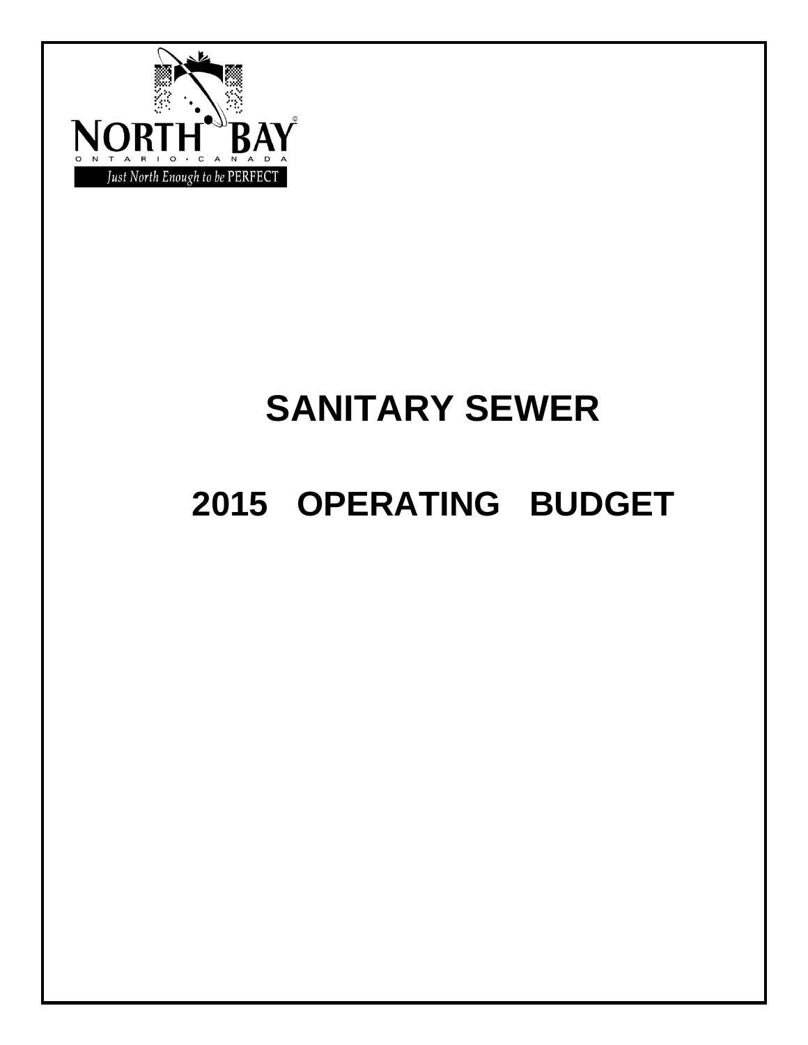NORTH BAY

ONTARIO · CANADA

Just North Enough to be PERFECT

# SANITARY SEWER

# 2015 OPERATING BUDGET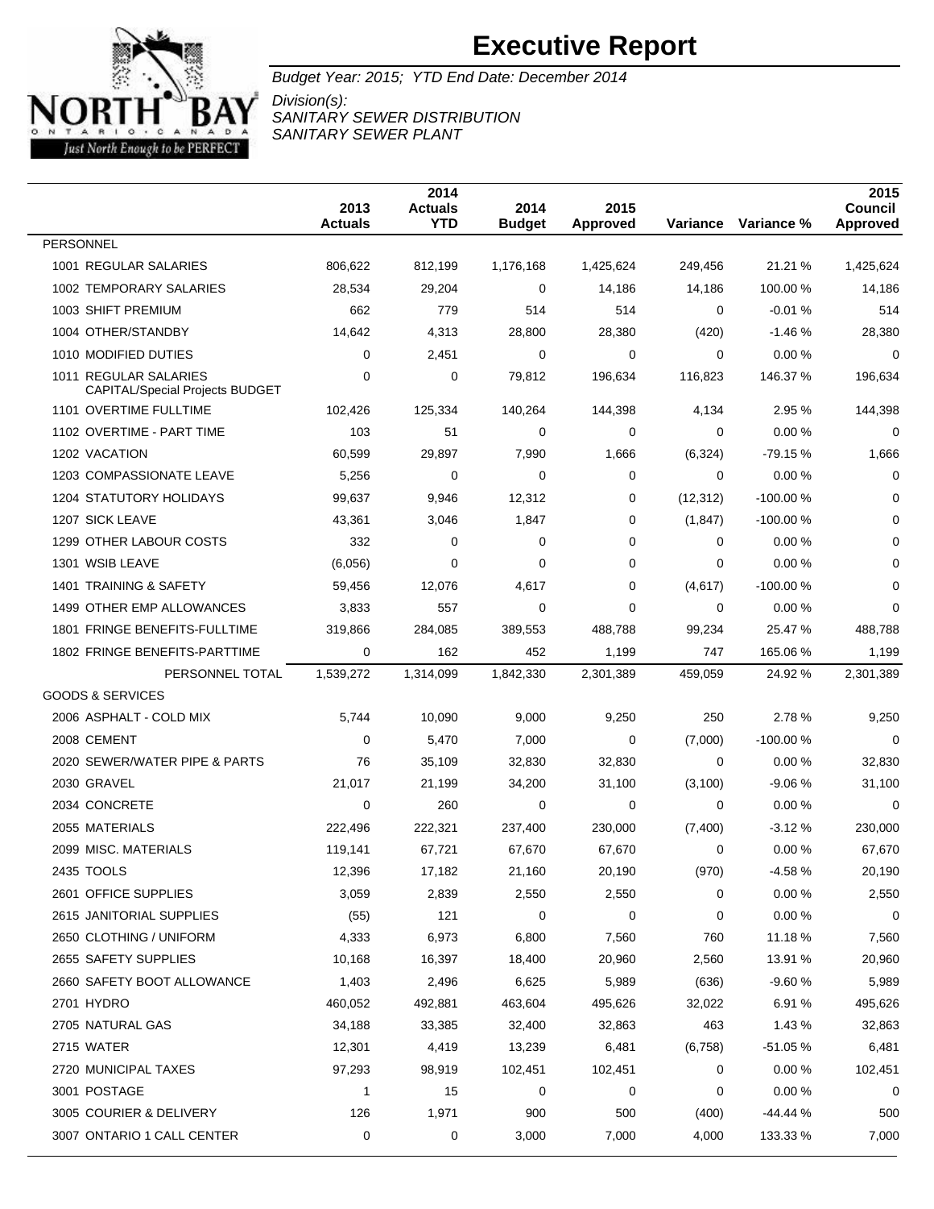# Executive Report

*Budget Year: 2015; YTD End Date: December 2014*

*Division(s):*
*SANITARY SEWER DISTRIBUTION*
*SANITARY SEWER PLANT*

| | 2013 Actuals | 2014 Actuals YTD | 2014 Budget | 2015 Approved | Variance | Variance % | 2015 Council Approved |
|---|---|---|---|---|---|---|---|
| PERSONNEL | | | | | | | |
| 1001 REGULAR SALARIES | 806,622 | 812,199 | 1,176,168 | 1,425,624 | 249,456 | 21.21 % | 1,425,624 |
| 1002 TEMPORARY SALARIES | 28,534 | 29,204 | 0 | 14,186 | 14,186 | 100.00 % | 14,186 |
| 1003 SHIFT PREMIUM | 662 | 779 | 514 | 514 | 0 | -0.01 % | 514 |
| 1004 OTHER/STANDBY | 14,642 | 4,313 | 28,800 | 28,380 | (420) | -1.46 % | 28,380 |
| 1010 MODIFIED DUTIES | 0 | 2,451 | 0 | 0 | 0 | 0.00 % | 0 |
| 1011 REGULAR SALARIES CAPITAL/Special Projects BUDGET | 0 | 0 | 79,812 | 196,634 | 116,823 | 146.37 % | 196,634 |
| 1101 OVERTIME FULLTIME | 102,426 | 125,334 | 140,264 | 144,398 | 4,134 | 2.95 % | 144,398 |
| 1102 OVERTIME - PART TIME | 103 | 51 | 0 | 0 | 0 | 0.00 % | 0 |
| 1202 VACATION | 60,599 | 29,897 | 7,990 | 1,666 | (6,324) | -79.15 % | 1,666 |
| 1203 COMPASSIONATE LEAVE | 5,256 | 0 | 0 | 0 | 0 | 0.00 % | 0 |
| 1204 STATUTORY HOLIDAYS | 99,637 | 9,946 | 12,312 | 0 | (12,312) | -100.00 % | 0 |
| 1207 SICK LEAVE | 43,361 | 3,046 | 1,847 | 0 | (1,847) | -100.00 % | 0 |
| 1299 OTHER LABOUR COSTS | 332 | 0 | 0 | 0 | 0 | 0.00 % | 0 |
| 1301 WSIB LEAVE | (6,056) | 0 | 0 | 0 | 0 | 0.00 % | 0 |
| 1401 TRAINING & SAFETY | 59,456 | 12,076 | 4,617 | 0 | (4,617) | -100.00 % | 0 |
| 1499 OTHER EMP ALLOWANCES | 3,833 | 557 | 0 | 0 | 0 | 0.00 % | 0 |
| 1801 FRINGE BENEFITS-FULLTIME | 319,866 | 284,085 | 389,553 | 488,788 | 99,234 | 25.47 % | 488,788 |
| 1802 FRINGE BENEFITS-PARTTIME | 0 | 162 | 452 | 1,199 | 747 | 165.06 % | 1,199 |
| PERSONNEL TOTAL | 1,539,272 | 1,314,099 | 1,842,330 | 2,301,389 | 459,059 | 24.92 % | 2,301,389 |
| GOODS & SERVICES | | | | | | | |
| 2006 ASPHALT - COLD MIX | 5,744 | 10,090 | 9,000 | 9,250 | 250 | 2.78 % | 9,250 |
| 2008 CEMENT | 0 | 5,470 | 7,000 | 0 | (7,000) | -100.00 % | 0 |
| 2020 SEWER/WATER PIPE & PARTS | 76 | 35,109 | 32,830 | 32,830 | 0 | 0.00 % | 32,830 |
| 2030 GRAVEL | 21,017 | 21,199 | 34,200 | 31,100 | (3,100) | -9.06 % | 31,100 |
| 2034 CONCRETE | 0 | 260 | 0 | 0 | 0 | 0.00 % | 0 |
| 2055 MATERIALS | 222,496 | 222,321 | 237,400 | 230,000 | (7,400) | -3.12 % | 230,000 |
| 2099 MISC. MATERIALS | 119,141 | 67,721 | 67,670 | 67,670 | 0 | 0.00 % | 67,670 |
| 2435 TOOLS | 12,396 | 17,182 | 21,160 | 20,190 | (970) | -4.58 % | 20,190 |
| 2601 OFFICE SUPPLIES | 3,059 | 2,839 | 2,550 | 2,550 | 0 | 0.00 % | 2,550 |
| 2615 JANITORIAL SUPPLIES | (55) | 121 | 0 | 0 | 0 | 0.00 % | 0 |
| 2650 CLOTHING / UNIFORM | 4,333 | 6,973 | 6,800 | 7,560 | 760 | 11.18 % | 7,560 |
| 2655 SAFETY SUPPLIES | 10,168 | 16,397 | 18,400 | 20,960 | 2,560 | 13.91 % | 20,960 |
| 2660 SAFETY BOOT ALLOWANCE | 1,403 | 2,496 | 6,625 | 5,989 | (636) | -9.60 % | 5,989 |
| 2701 HYDRO | 460,052 | 492,881 | 463,604 | 495,626 | 32,022 | 6.91 % | 495,626 |
| 2705 NATURAL GAS | 34,188 | 33,385 | 32,400 | 32,863 | 463 | 1.43 % | 32,863 |
| 2715 WATER | 12,301 | 4,419 | 13,239 | 6,481 | (6,758) | -51.05 % | 6,481 |
| 2720 MUNICIPAL TAXES | 97,293 | 98,919 | 102,451 | 102,451 | 0 | 0.00 % | 102,451 |
| 3001 POSTAGE | 1 | 15 | 0 | 0 | 0 | 0.00 % | 0 |
| 3005 COURIER & DELIVERY | 126 | 1,971 | 900 | 500 | (400) | -44.44 % | 500 |
| 3007 ONTARIO 1 CALL CENTER | 0 | 0 | 3,000 | 7,000 | 4,000 | 133.33 % | 7,000 |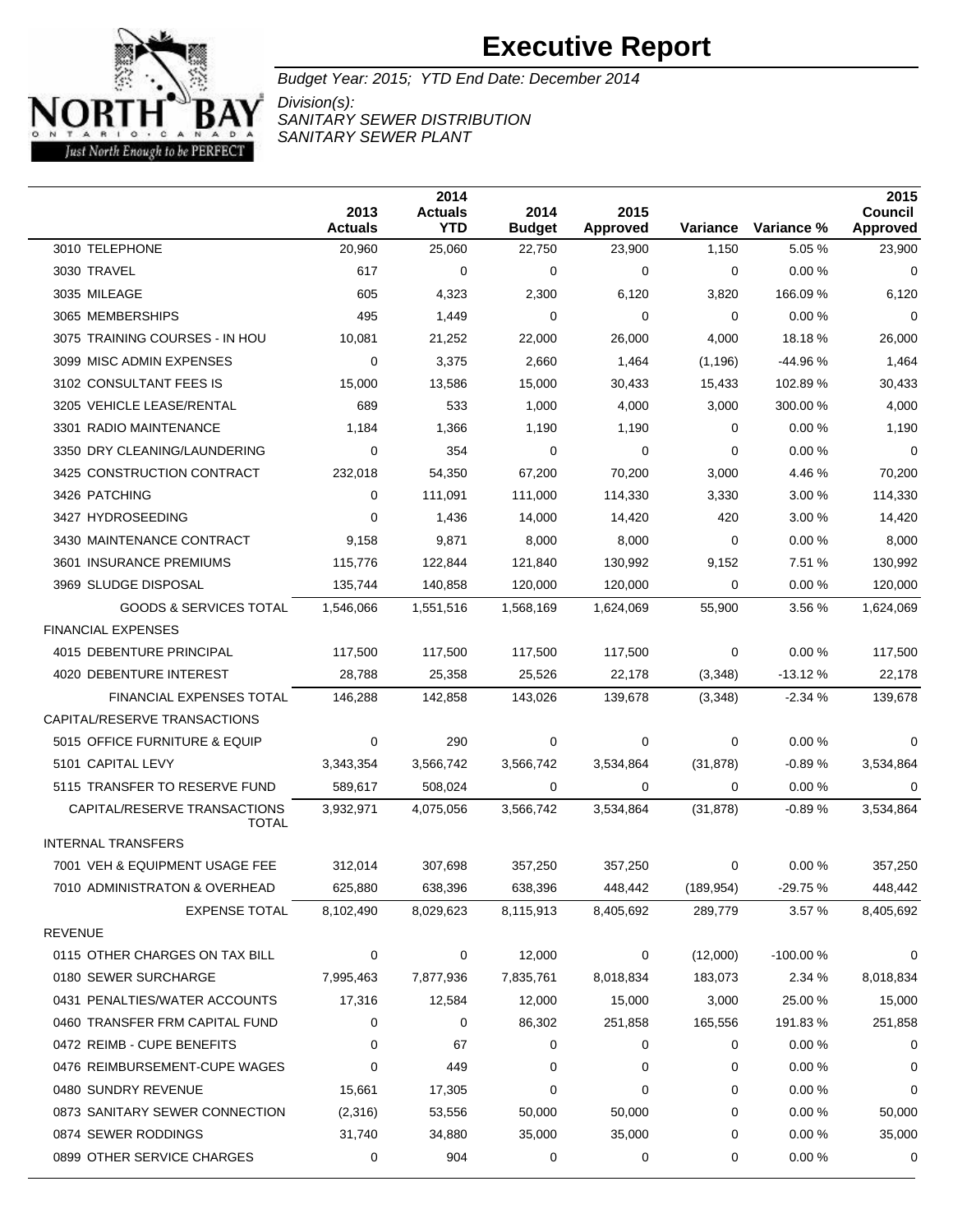# Executive Report

*Budget Year: 2015; YTD End Date: December 2014*

*Division(s):*
*SANITARY SEWER DISTRIBUTION*
*SANITARY SEWER PLANT*

| | 2013 Actuals | 2014 Actuals YTD | 2014 Budget | 2015 Approved | Variance | Variance % | 2015 Council Approved |
|---|---|---|---|---|---|---|---|
| 3010 TELEPHONE | 20,960 | 25,060 | 22,750 | 23,900 | 1,150 | 5.05 % | 23,900 |
| 3030 TRAVEL | 617 | 0 | 0 | 0 | 0 | 0.00 % | 0 |
| 3035 MILEAGE | 605 | 4,323 | 2,300 | 6,120 | 3,820 | 166.09 % | 6,120 |
| 3065 MEMBERSHIPS | 495 | 1,449 | 0 | 0 | 0 | 0.00 % | 0 |
| 3075 TRAINING COURSES - IN HOU | 10,081 | 21,252 | 22,000 | 26,000 | 4,000 | 18.18 % | 26,000 |
| 3099 MISC ADMIN EXPENSES | 0 | 3,375 | 2,660 | 1,464 | (1,196) | -44.96 % | 1,464 |
| 3102 CONSULTANT FEES IS | 15,000 | 13,586 | 15,000 | 30,433 | 15,433 | 102.89 % | 30,433 |
| 3205 VEHICLE LEASE/RENTAL | 689 | 533 | 1,000 | 4,000 | 3,000 | 300.00 % | 4,000 |
| 3301 RADIO MAINTENANCE | 1,184 | 1,366 | 1,190 | 1,190 | 0 | 0.00 % | 1,190 |
| 3350 DRY CLEANING/LAUNDERING | 0 | 354 | 0 | 0 | 0 | 0.00 % | 0 |
| 3425 CONSTRUCTION CONTRACT | 232,018 | 54,350 | 67,200 | 70,200 | 3,000 | 4.46 % | 70,200 |
| 3426 PATCHING | 0 | 111,091 | 111,000 | 114,330 | 3,330 | 3.00 % | 114,330 |
| 3427 HYDROSEEDING | 0 | 1,436 | 14,000 | 14,420 | 420 | 3.00 % | 14,420 |
| 3430 MAINTENANCE CONTRACT | 9,158 | 9,871 | 8,000 | 8,000 | 0 | 0.00 % | 8,000 |
| 3601 INSURANCE PREMIUMS | 115,776 | 122,844 | 121,840 | 130,992 | 9,152 | 7.51 % | 130,992 |
| 3969 SLUDGE DISPOSAL | 135,744 | 140,858 | 120,000 | 120,000 | 0 | 0.00 % | 120,000 |
| GOODS & SERVICES TOTAL | 1,546,066 | 1,551,516 | 1,568,169 | 1,624,069 | 55,900 | 3.56 % | 1,624,069 |
| FINANCIAL EXPENSES | | | | | | | |
| 4015 DEBENTURE PRINCIPAL | 117,500 | 117,500 | 117,500 | 117,500 | 0 | 0.00 % | 117,500 |
| 4020 DEBENTURE INTEREST | 28,788 | 25,358 | 25,526 | 22,178 | (3,348) | -13.12 % | 22,178 |
| FINANCIAL EXPENSES TOTAL | 146,288 | 142,858 | 143,026 | 139,678 | (3,348) | -2.34 % | 139,678 |
| CAPITAL/RESERVE TRANSACTIONS | | | | | | | |
| 5015 OFFICE FURNITURE & EQUIP | 0 | 290 | 0 | 0 | 0 | 0.00 % | 0 |
| 5101 CAPITAL LEVY | 3,343,354 | 3,566,742 | 3,566,742 | 3,534,864 | (31,878) | -0.89 % | 3,534,864 |
| 5115 TRANSFER TO RESERVE FUND | 589,617 | 508,024 | 0 | 0 | 0 | 0.00 % | 0 |
| CAPITAL/RESERVE TRANSACTIONS TOTAL | 3,932,971 | 4,075,056 | 3,566,742 | 3,534,864 | (31,878) | -0.89 % | 3,534,864 |
| INTERNAL TRANSFERS | | | | | | | |
| 7001 VEH & EQUIPMENT USAGE FEE | 312,014 | 307,698 | 357,250 | 357,250 | 0 | 0.00 % | 357,250 |
| 7010 ADMINISTRATON & OVERHEAD | 625,880 | 638,396 | 638,396 | 448,442 | (189,954) | -29.75 % | 448,442 |
| EXPENSE TOTAL | 8,102,490 | 8,029,623 | 8,115,913 | 8,405,692 | 289,779 | 3.57 % | 8,405,692 |
| REVENUE | | | | | | | |
| 0115 OTHER CHARGES ON TAX BILL | 0 | 0 | 12,000 | 0 | (12,000) | -100.00 % | 0 |
| 0180 SEWER SURCHARGE | 7,995,463 | 7,877,936 | 7,835,761 | 8,018,834 | 183,073 | 2.34 % | 8,018,834 |
| 0431 PENALTIES/WATER ACCOUNTS | 17,316 | 12,584 | 12,000 | 15,000 | 3,000 | 25.00 % | 15,000 |
| 0460 TRANSFER FRM CAPITAL FUND | 0 | 0 | 86,302 | 251,858 | 165,556 | 191.83 % | 251,858 |
| 0472 REIMB - CUPE BENEFITS | 0 | 67 | 0 | 0 | 0 | 0.00 % | 0 |
| 0476 REIMBURSEMENT-CUPE WAGES | 0 | 449 | 0 | 0 | 0 | 0.00 % | 0 |
| 0480 SUNDRY REVENUE | 15,661 | 17,305 | 0 | 0 | 0 | 0.00 % | 0 |
| 0873 SANITARY SEWER CONNECTION | (2,316) | 53,556 | 50,000 | 50,000 | 0 | 0.00 % | 50,000 |
| 0874 SEWER RODDINGS | 31,740 | 34,880 | 35,000 | 35,000 | 0 | 0.00 % | 35,000 |
| 0899 OTHER SERVICE CHARGES | 0 | 904 | 0 | 0 | 0 | 0.00 % | 0 |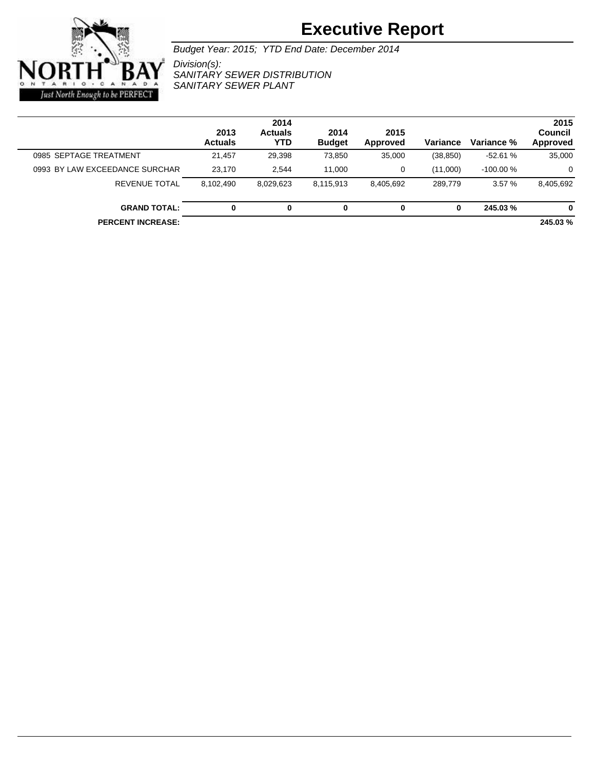# Executive Report

*Budget Year: 2015; YTD End Date: December 2014*

*Division(s):*
*SANITARY SEWER DISTRIBUTION*
*SANITARY SEWER PLANT*

| | 2013 Actuals | 2014 Actuals YTD | 2014 Budget | 2015 Approved | Variance | Variance % | 2015 Council Approved |
|---|---|---|---|---|---|---|---|
| 0985 SEPTAGE TREATMENT | 21,457 | 29,398 | 73,850 | 35,000 | (38,850) | -52.61 % | 35,000 |
| 0993 BY LAW EXCEEDANCE SURCHAR | 23,170 | 2,544 | 11,000 | 0 | (11,000) | -100.00 % | 0 |
| REVENUE TOTAL | 8,102,490 | 8,029,623 | 8,115,913 | 8,405,692 | 289,779 | 3.57 % | 8,405,692 |
| **GRAND TOTAL:** | **0** | **0** | **0** | **0** | **0** | **245.03 %** | **0** |
| **PERCENT INCREASE:** | | | | | | | **245.03 %** |